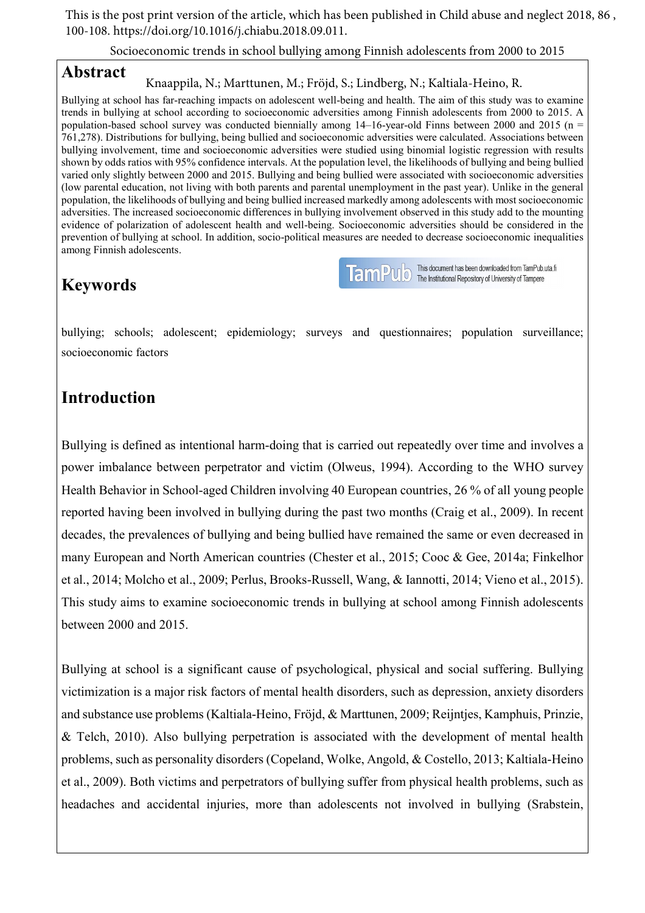This is the post print version of the article, which has been published in Child abuse and neglect 2018, 86 , 100-108. https://doi.org/10.1016/j.chiabu.2018.09.011.

Socioeconomic trends in school bullying among Finnish adolescents from 2000 to 2015

## Abstract

Knaappila, N.; Marttunen, M.; Fröjd, S.; Lindberg, N.; Kaltiala-Heino, R.

Bullying at school has far-reaching impacts on adolescent well-being and health. The aim of this study was to examine trends in bullying at school according to socioeconomic adversities among Finnish adolescents from 2000 to 2015. A population-based school survey was conducted biennially among 14–16-year-old Finns between 2000 and 2015 (n = 761,278). Distributions for bullying, being bullied and socioeconomic adversities were calculated. Associations between bullying involvement, time and socioeconomic adversities were studied using binomial logistic regression with results shown by odds ratios with 95% confidence intervals. At the population level, the likelihoods of bullying and being bullied varied only slightly between 2000 and 2015. Bullying and being bullied were associated with socioeconomic adversities (low parental education, not living with both parents and parental unemployment in the past year). Unlike in the general population, the likelihoods of bullying and being bullied increased markedly among adolescents with most socioeconomic adversities. The increased socioeconomic differences in bullying involvement observed in this study add to the mounting evidence of polarization of adolescent health and well-being. Socioeconomic adversities should be considered in the prevention of bullying at school. In addition, socio-political measures are needed to decrease socioeconomic inequalities among Finnish adolescents.

## Keywords

bullying; schools; adolescent; epidemiology; surveys and questionnaires; population surveillance; socioeconomic factors

## Introduction

Bullying is defined as intentional harm-doing that is carried out repeatedly over time and involves a power imbalance between perpetrator and victim (Olweus, 1994). According to the WHO survey Health Behavior in School-aged Children involving 40 European countries, 26 % of all young people reported having been involved in bullying during the past two months (Craig et al., 2009). In recent decades, the prevalences of bullying and being bullied have remained the same or even decreased in many European and North American countries (Chester et al., 2015; Cooc & Gee, 2014a; Finkelhor et al., 2014; Molcho et al., 2009; Perlus, Brooks-Russell, Wang, & Iannotti, 2014; Vieno et al., 2015). This study aims to examine socioeconomic trends in bullying at school among Finnish adolescents between 2000 and 2015.

Bullying at school is a significant cause of psychological, physical and social suffering. Bullying victimization is a major risk factors of mental health disorders, such as depression, anxiety disorders and substance use problems (Kaltiala-Heino, Fröjd, & Marttunen, 2009; Reijntjes, Kamphuis, Prinzie, & Telch, 2010). Also bullying perpetration is associated with the development of mental health problems, such as personality disorders (Copeland, Wolke, Angold, & Costello, 2013; Kaltiala-Heino et al., 2009). Both victims and perpetrators of bullying suffer from physical health problems, such as headaches and accidental injuries, more than adolescents not involved in bullying (Srabstein,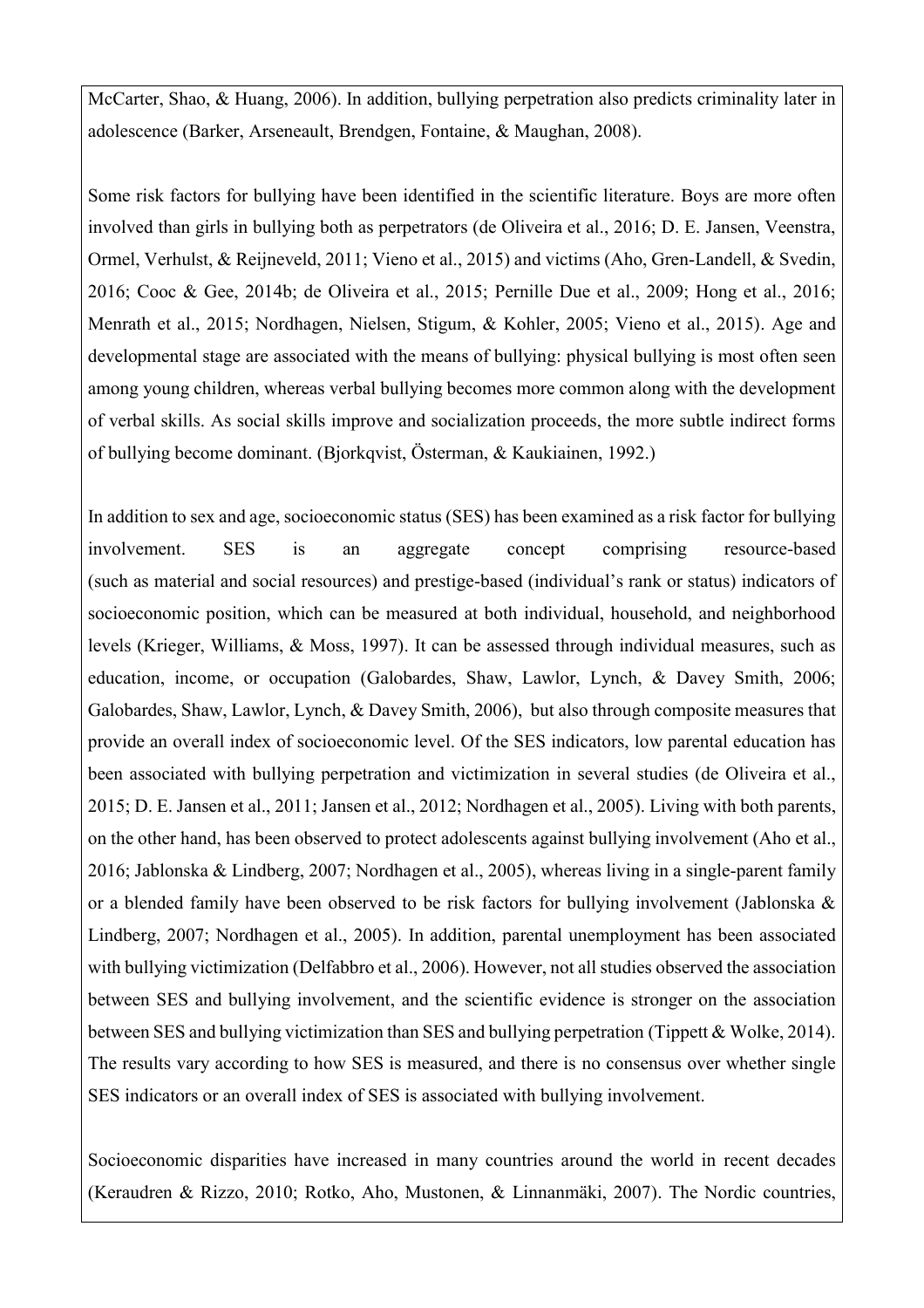McCarter, Shao, & Huang, 2006). In addition, bullying perpetration also predicts criminality later in adolescence (Barker, Arseneault, Brendgen, Fontaine, & Maughan, 2008).

Some risk factors for bullying have been identified in the scientific literature. Boys are more often involved than girls in bullying both as perpetrators (de Oliveira et al., 2016; D. E. Jansen, Veenstra, Ormel, Verhulst, & Reijneveld, 2011; Vieno et al., 2015) and victims (Aho, Gren-Landell, & Svedin, 2016; Cooc & Gee, 2014b; de Oliveira et al., 2015; Pernille Due et al., 2009; Hong et al., 2016; Menrath et al., 2015; Nordhagen, Nielsen, Stigum, & Kohler, 2005; Vieno et al., 2015). Age and developmental stage are associated with the means of bullying: physical bullying is most often seen among young children, whereas verbal bullying becomes more common along with the development of verbal skills. As social skills improve and socialization proceeds, the more subtle indirect forms of bullying become dominant. (Bjorkqvist, Österman, & Kaukiainen, 1992.)

In addition to sex and age, socioeconomic status (SES) has been examined as a risk factor for bullying involvement. SES is an aggregate concept comprising resource-based (such as material and social resources) and prestige-based (individual's rank or status) indicators of socioeconomic position, which can be measured at both individual, household, and neighborhood levels (Krieger, Williams, & Moss, 1997). It can be assessed through individual measures, such as education, income, or occupation (Galobardes, Shaw, Lawlor, Lynch, & Davey Smith, 2006; Galobardes, Shaw, Lawlor, Lynch, & Davey Smith, 2006), but also through composite measures that provide an overall index of socioeconomic level. Of the SES indicators, low parental education has been associated with bullying perpetration and victimization in several studies (de Oliveira et al., 2015; D. E. Jansen et al., 2011; Jansen et al., 2012; Nordhagen et al., 2005). Living with both parents, on the other hand, has been observed to protect adolescents against bullying involvement (Aho et al., 2016; Jablonska & Lindberg, 2007; Nordhagen et al., 2005), whereas living in a single-parent family or a blended family have been observed to be risk factors for bullying involvement (Jablonska & Lindberg, 2007; Nordhagen et al., 2005). In addition, parental unemployment has been associated with bullying victimization (Delfabbro et al., 2006). However, not all studies observed the association between SES and bullying involvement, and the scientific evidence is stronger on the association between SES and bullying victimization than SES and bullying perpetration (Tippett & Wolke, 2014). The results vary according to how SES is measured, and there is no consensus over whether single SES indicators or an overall index of SES is associated with bullying involvement.

Socioeconomic disparities have increased in many countries around the world in recent decades (Keraudren & Rizzo, 2010; Rotko, Aho, Mustonen, & Linnanmäki, 2007). The Nordic countries,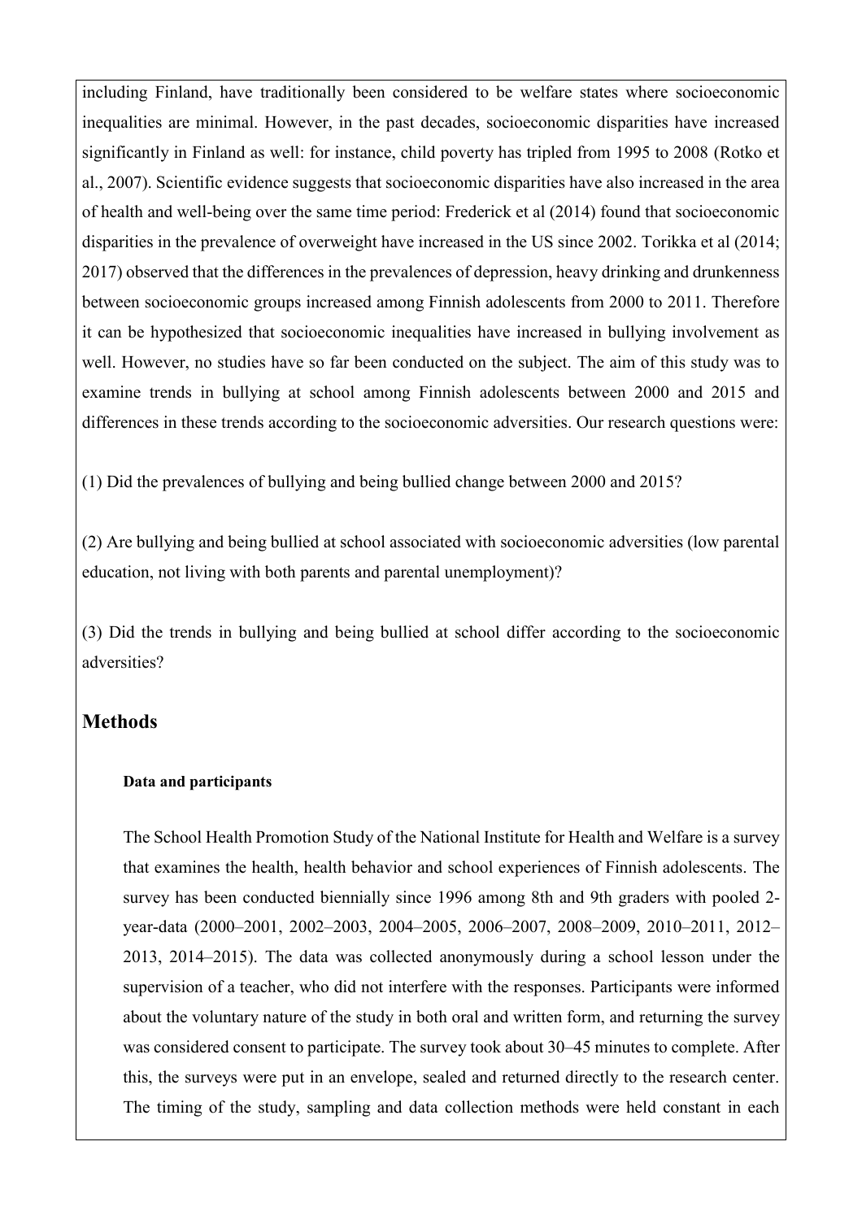including Finland, have traditionally been considered to be welfare states where socioeconomic inequalities are minimal. However, in the past decades, socioeconomic disparities have increased significantly in Finland as well: for instance, child poverty has tripled from 1995 to 2008 (Rotko et al., 2007). Scientific evidence suggests that socioeconomic disparities have also increased in the area of health and well-being over the same time period: Frederick et al (2014) found that socioeconomic disparities in the prevalence of overweight have increased in the US since 2002. Torikka et al (2014; 2017) observed that the differences in the prevalences of depression, heavy drinking and drunkenness between socioeconomic groups increased among Finnish adolescents from 2000 to 2011. Therefore it can be hypothesized that socioeconomic inequalities have increased in bullying involvement as well. However, no studies have so far been conducted on the subject. The aim of this study was to examine trends in bullying at school among Finnish adolescents between 2000 and 2015 and differences in these trends according to the socioeconomic adversities. Our research questions were:

(1) Did the prevalences of bullying and being bullied change between 2000 and 2015?

(2) Are bullying and being bullied at school associated with socioeconomic adversities (low parental education, not living with both parents and parental unemployment)?

(3) Did the trends in bullying and being bullied at school differ according to the socioeconomic adversities?

## Methods

### Data and participants

The School Health Promotion Study of the National Institute for Health and Welfare is a survey that examines the health, health behavior and school experiences of Finnish adolescents. The survey has been conducted biennially since 1996 among 8th and 9th graders with pooled 2-year-data (2000–2001, 2002–2003, 2004–2005, 2006–2007, 2008–2009, 2010–2011, 2012–2013, 2014–2015). The data was collected anonymously during a school lesson under the supervision of a teacher, who did not interfere with the responses. Participants were informed about the voluntary nature of the study in both oral and written form, and returning the survey was considered consent to participate. The survey took about 30–45 minutes to complete. After this, the surveys were put in an envelope, sealed and returned directly to the research center. The timing of the study, sampling and data collection methods were held constant in each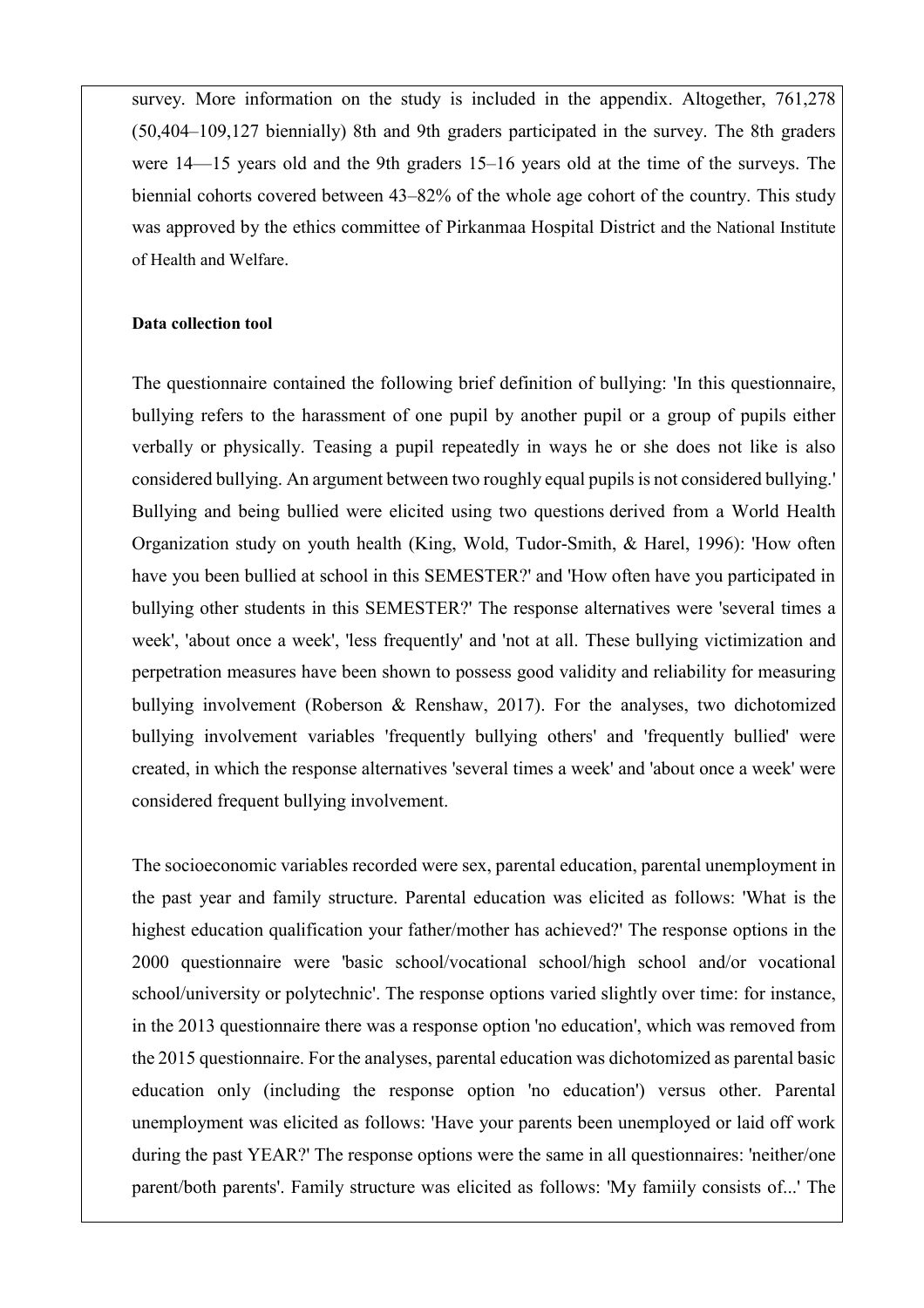survey. More information on the study is included in the appendix. Altogether, 761,278 (50,404–109,127 biennially) 8th and 9th graders participated in the survey. The 8th graders were 14—15 years old and the 9th graders 15–16 years old at the time of the surveys. The biennial cohorts covered between 43–82% of the whole age cohort of the country. This study was approved by the ethics committee of Pirkanmaa Hospital District and the National Institute of Health and Welfare.

**Data collection tool**

The questionnaire contained the following brief definition of bullying: 'In this questionnaire, bullying refers to the harassment of one pupil by another pupil or a group of pupils either verbally or physically. Teasing a pupil repeatedly in ways he or she does not like is also considered bullying. An argument between two roughly equal pupils is not considered bullying.' Bullying and being bullied were elicited using two questions derived from a World Health Organization study on youth health (King, Wold, Tudor-Smith, & Harel, 1996): 'How often have you been bullied at school in this SEMESTER?' and 'How often have you participated in bullying other students in this SEMESTER?' The response alternatives were 'several times a week', 'about once a week', 'less frequently' and 'not at all. These bullying victimization and perpetration measures have been shown to possess good validity and reliability for measuring bullying involvement (Roberson & Renshaw, 2017). For the analyses, two dichotomized bullying involvement variables 'frequently bullying others' and 'frequently bullied' were created, in which the response alternatives 'several times a week' and 'about once a week' were considered frequent bullying involvement.

The socioeconomic variables recorded were sex, parental education, parental unemployment in the past year and family structure. Parental education was elicited as follows: 'What is the highest education qualification your father/mother has achieved?' The response options in the 2000 questionnaire were 'basic school/vocational school/high school and/or vocational school/university or polytechnic'. The response options varied slightly over time: for instance, in the 2013 questionnaire there was a response option 'no education', which was removed from the 2015 questionnaire. For the analyses, parental education was dichotomized as parental basic education only (including the response option 'no education') versus other. Parental unemployment was elicited as follows: 'Have your parents been unemployed or laid off work during the past YEAR?' The response options were the same in all questionnaires: 'neither/one parent/both parents'. Family structure was elicited as follows: 'My famiily consists of...' The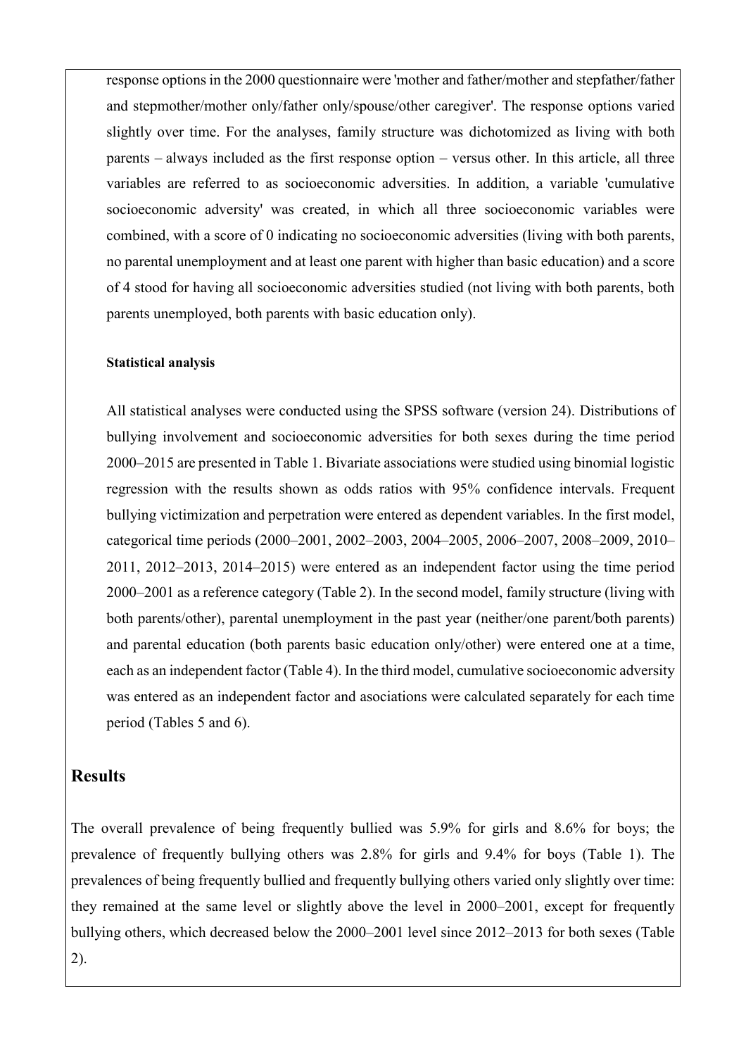response options in the 2000 questionnaire were 'mother and father/mother and stepfather/father and stepmother/mother only/father only/spouse/other caregiver'. The response options varied slightly over time. For the analyses, family structure was dichotomized as living with both parents – always included as the first response option – versus other. In this article, all three variables are referred to as socioeconomic adversities. In addition, a variable 'cumulative socioeconomic adversity' was created, in which all three socioeconomic variables were combined, with a score of 0 indicating no socioeconomic adversities (living with both parents, no parental unemployment and at least one parent with higher than basic education) and a score of 4 stood for having all socioeconomic adversities studied (not living with both parents, both parents unemployed, both parents with basic education only).

#### Statistical analysis

All statistical analyses were conducted using the SPSS software (version 24). Distributions of bullying involvement and socioeconomic adversities for both sexes during the time period 2000–2015 are presented in Table 1. Bivariate associations were studied using binomial logistic regression with the results shown as odds ratios with 95% confidence intervals. Frequent bullying victimization and perpetration were entered as dependent variables. In the first model, categorical time periods (2000–2001, 2002–2003, 2004–2005, 2006–2007, 2008–2009, 2010–2011, 2012–2013, 2014–2015) were entered as an independent factor using the time period 2000–2001 as a reference category (Table 2). In the second model, family structure (living with both parents/other), parental unemployment in the past year (neither/one parent/both parents) and parental education (both parents basic education only/other) were entered one at a time, each as an independent factor (Table 4). In the third model, cumulative socioeconomic adversity was entered as an independent factor and asociations were calculated separately for each time period (Tables 5 and 6).

## Results

The overall prevalence of being frequently bullied was 5.9% for girls and 8.6% for boys; the prevalence of frequently bullying others was 2.8% for girls and 9.4% for boys (Table 1). The prevalences of being frequently bullied and frequently bullying others varied only slightly over time: they remained at the same level or slightly above the level in 2000–2001, except for frequently bullying others, which decreased below the 2000–2001 level since 2012–2013 for both sexes (Table 2).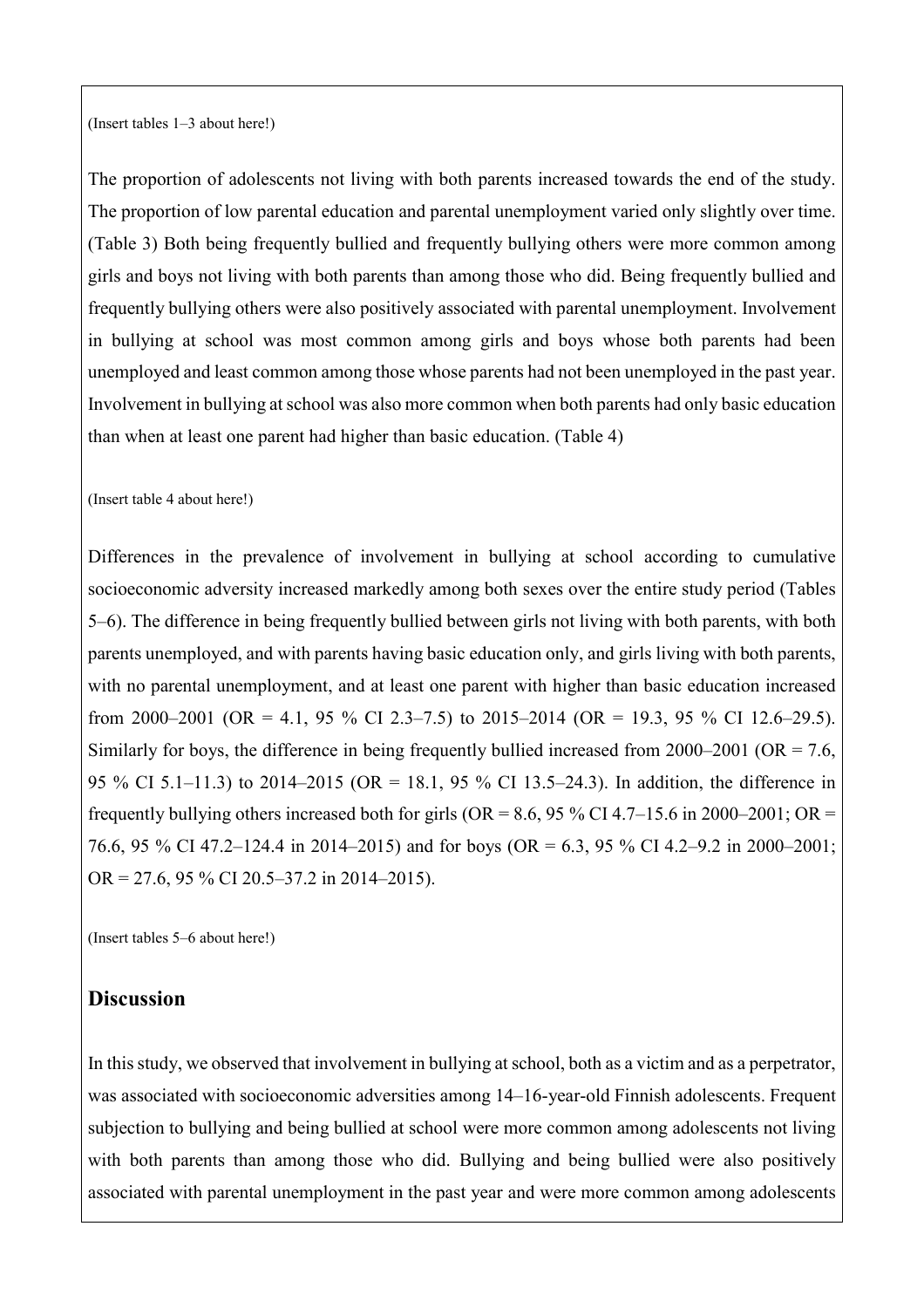(Insert tables 1–3 about here!)

The proportion of adolescents not living with both parents increased towards the end of the study. The proportion of low parental education and parental unemployment varied only slightly over time. (Table 3) Both being frequently bullied and frequently bullying others were more common among girls and boys not living with both parents than among those who did. Being frequently bullied and frequently bullying others were also positively associated with parental unemployment. Involvement in bullying at school was most common among girls and boys whose both parents had been unemployed and least common among those whose parents had not been unemployed in the past year. Involvement in bullying at school was also more common when both parents had only basic education than when at least one parent had higher than basic education. (Table 4)

(Insert table 4 about here!)

Differences in the prevalence of involvement in bullying at school according to cumulative socioeconomic adversity increased markedly among both sexes over the entire study period (Tables 5–6). The difference in being frequently bullied between girls not living with both parents, with both parents unemployed, and with parents having basic education only, and girls living with both parents, with no parental unemployment, and at least one parent with higher than basic education increased from 2000–2001 (OR = 4.1, 95 % CI 2.3–7.5) to 2015–2014 (OR = 19.3, 95 % CI 12.6–29.5). Similarly for boys, the difference in being frequently bullied increased from 2000–2001 (OR = 7.6, 95 % CI 5.1–11.3) to 2014–2015 (OR = 18.1, 95 % CI 13.5–24.3). In addition, the difference in frequently bullying others increased both for girls (OR = 8.6, 95 % CI 4.7–15.6 in 2000–2001; OR = 76.6, 95 % CI 47.2–124.4 in 2014–2015) and for boys (OR = 6.3, 95 % CI 4.2–9.2 in 2000–2001; OR = 27.6, 95 % CI 20.5–37.2 in 2014–2015).

(Insert tables 5–6 about here!)

## Discussion

In this study, we observed that involvement in bullying at school, both as a victim and as a perpetrator, was associated with socioeconomic adversities among 14–16-year-old Finnish adolescents. Frequent subjection to bullying and being bullied at school were more common among adolescents not living with both parents than among those who did. Bullying and being bullied were also positively associated with parental unemployment in the past year and were more common among adolescents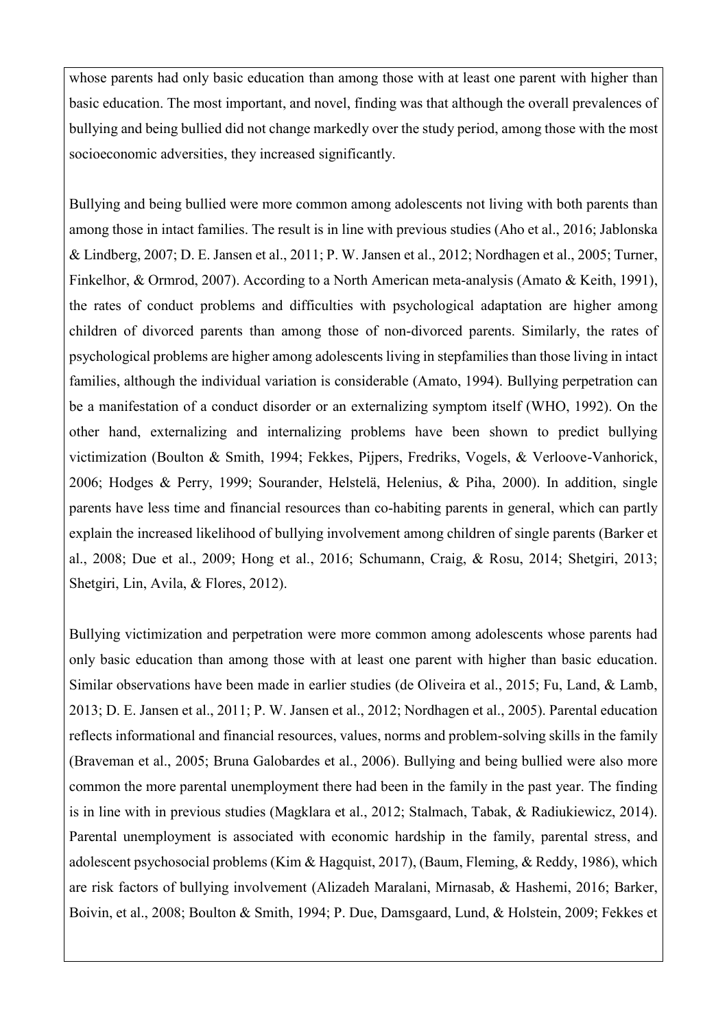whose parents had only basic education than among those with at least one parent with higher than basic education. The most important, and novel, finding was that although the overall prevalences of bullying and being bullied did not change markedly over the study period, among those with the most socioeconomic adversities, they increased significantly.

Bullying and being bullied were more common among adolescents not living with both parents than among those in intact families. The result is in line with previous studies (Aho et al., 2016; Jablonska & Lindberg, 2007; D. E. Jansen et al., 2011; P. W. Jansen et al., 2012; Nordhagen et al., 2005; Turner, Finkelhor, & Ormrod, 2007). According to a North American meta-analysis (Amato & Keith, 1991), the rates of conduct problems and difficulties with psychological adaptation are higher among children of divorced parents than among those of non-divorced parents. Similarly, the rates of psychological problems are higher among adolescents living in stepfamilies than those living in intact families, although the individual variation is considerable (Amato, 1994). Bullying perpetration can be a manifestation of a conduct disorder or an externalizing symptom itself (WHO, 1992). On the other hand, externalizing and internalizing problems have been shown to predict bullying victimization (Boulton & Smith, 1994; Fekkes, Pijpers, Fredriks, Vogels, & Verloove-Vanhorick, 2006; Hodges & Perry, 1999; Sourander, Helstelä, Helenius, & Piha, 2000). In addition, single parents have less time and financial resources than co-habiting parents in general, which can partly explain the increased likelihood of bullying involvement among children of single parents (Barker et al., 2008; Due et al., 2009; Hong et al., 2016; Schumann, Craig, & Rosu, 2014; Shetgiri, 2013; Shetgiri, Lin, Avila, & Flores, 2012).

Bullying victimization and perpetration were more common among adolescents whose parents had only basic education than among those with at least one parent with higher than basic education. Similar observations have been made in earlier studies (de Oliveira et al., 2015; Fu, Land, & Lamb, 2013; D. E. Jansen et al., 2011; P. W. Jansen et al., 2012; Nordhagen et al., 2005). Parental education reflects informational and financial resources, values, norms and problem-solving skills in the family (Braveman et al., 2005; Bruna Galobardes et al., 2006). Bullying and being bullied were also more common the more parental unemployment there had been in the family in the past year. The finding is in line with in previous studies (Magklara et al., 2012; Stalmach, Tabak, & Radiukiewicz, 2014). Parental unemployment is associated with economic hardship in the family, parental stress, and adolescent psychosocial problems (Kim & Hagquist, 2017), (Baum, Fleming, & Reddy, 1986), which are risk factors of bullying involvement (Alizadeh Maralani, Mirnasab, & Hashemi, 2016; Barker, Boivin, et al., 2008; Boulton & Smith, 1994; P. Due, Damsgaard, Lund, & Holstein, 2009; Fekkes et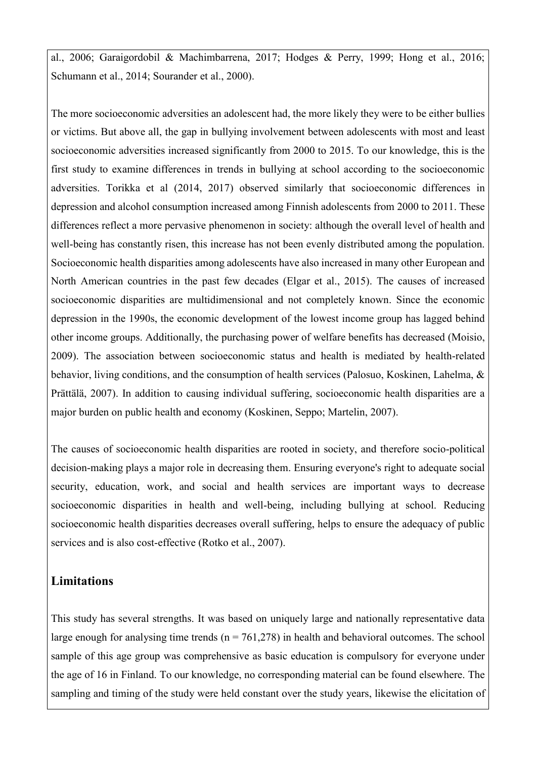al., 2006; Garaigordobil & Machimbarrena, 2017; Hodges & Perry, 1999; Hong et al., 2016; Schumann et al., 2014; Sourander et al., 2000).

The more socioeconomic adversities an adolescent had, the more likely they were to be either bullies or victims. But above all, the gap in bullying involvement between adolescents with most and least socioeconomic adversities increased significantly from 2000 to 2015. To our knowledge, this is the first study to examine differences in trends in bullying at school according to the socioeconomic adversities. Torikka et al (2014, 2017) observed similarly that socioeconomic differences in depression and alcohol consumption increased among Finnish adolescents from 2000 to 2011. These differences reflect a more pervasive phenomenon in society: although the overall level of health and well-being has constantly risen, this increase has not been evenly distributed among the population. Socioeconomic health disparities among adolescents have also increased in many other European and North American countries in the past few decades (Elgar et al., 2015). The causes of increased socioeconomic disparities are multidimensional and not completely known. Since the economic depression in the 1990s, the economic development of the lowest income group has lagged behind other income groups. Additionally, the purchasing power of welfare benefits has decreased (Moisio, 2009). The association between socioeconomic status and health is mediated by health-related behavior, living conditions, and the consumption of health services (Palosuo, Koskinen, Lahelma, & Prättälä, 2007). In addition to causing individual suffering, socioeconomic health disparities are a major burden on public health and economy (Koskinen, Seppo; Martelin, 2007).

The causes of socioeconomic health disparities are rooted in society, and therefore socio-political decision-making plays a major role in decreasing them. Ensuring everyone's right to adequate social security, education, work, and social and health services are important ways to decrease socioeconomic disparities in health and well-being, including bullying at school. Reducing socioeconomic health disparities decreases overall suffering, helps to ensure the adequacy of public services and is also cost-effective (Rotko et al., 2007).

## Limitations

This study has several strengths. It was based on uniquely large and nationally representative data large enough for analysing time trends (n = 761,278) in health and behavioral outcomes. The school sample of this age group was comprehensive as basic education is compulsory for everyone under the age of 16 in Finland. To our knowledge, no corresponding material can be found elsewhere. The sampling and timing of the study were held constant over the study years, likewise the elicitation of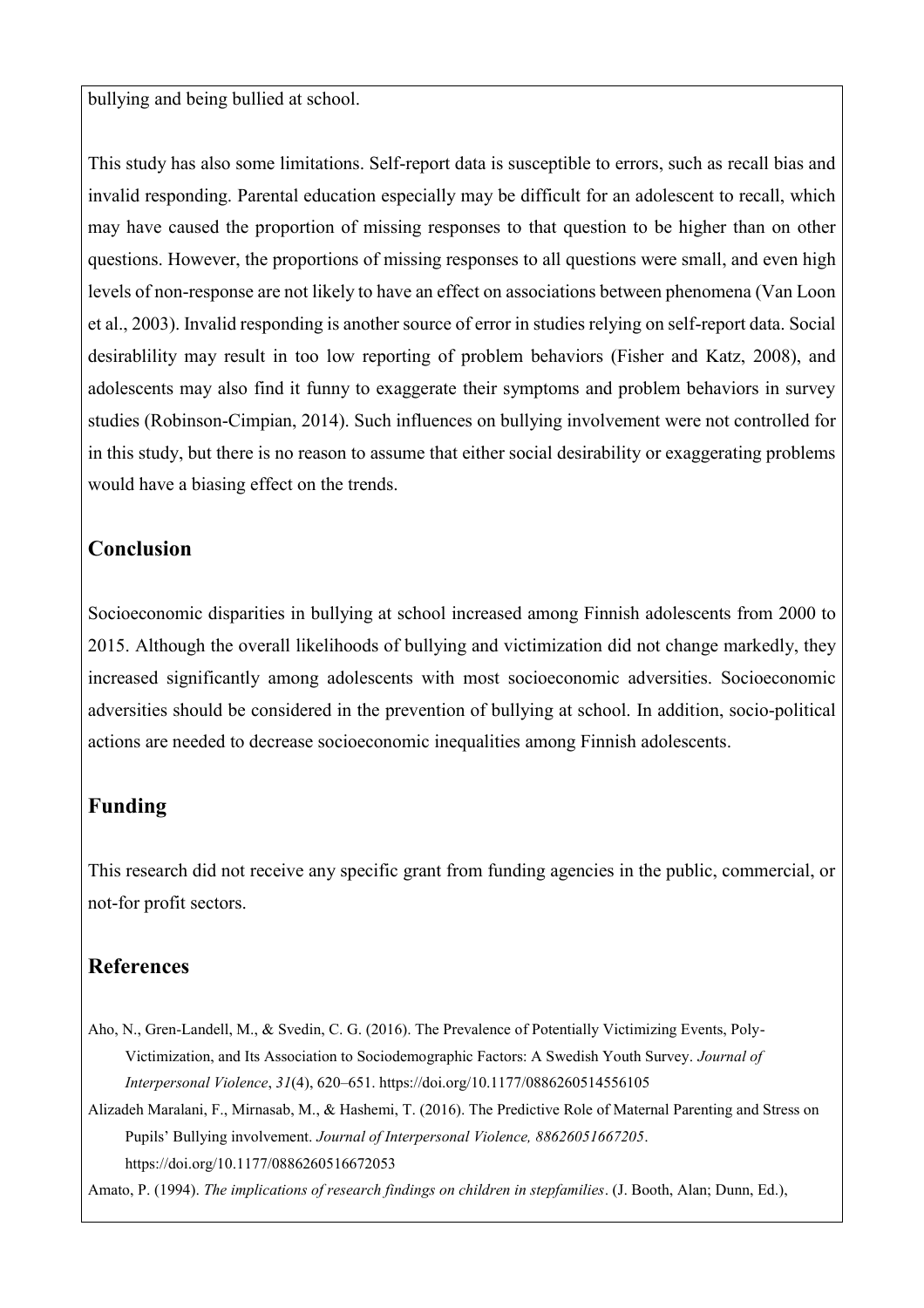bullying and being bullied at school.

This study has also some limitations. Self-report data is susceptible to errors, such as recall bias and invalid responding. Parental education especially may be difficult for an adolescent to recall, which may have caused the proportion of missing responses to that question to be higher than on other questions. However, the proportions of missing responses to all questions were small, and even high levels of non-response are not likely to have an effect on associations between phenomena (Van Loon et al., 2003). Invalid responding is another source of error in studies relying on self-report data. Social desirablility may result in too low reporting of problem behaviors (Fisher and Katz, 2008), and adolescents may also find it funny to exaggerate their symptoms and problem behaviors in survey studies (Robinson-Cimpian, 2014). Such influences on bullying involvement were not controlled for in this study, but there is no reason to assume that either social desirability or exaggerating problems would have a biasing effect on the trends.

## Conclusion

Socioeconomic disparities in bullying at school increased among Finnish adolescents from 2000 to 2015. Although the overall likelihoods of bullying and victimization did not change markedly, they increased significantly among adolescents with most socioeconomic adversities. Socioeconomic adversities should be considered in the prevention of bullying at school. In addition, socio-political actions are needed to decrease socioeconomic inequalities among Finnish adolescents.

## Funding

This research did not receive any specific grant from funding agencies in the public, commercial, or not-for profit sectors.

## References

Aho, N., Gren-Landell, M., & Svedin, C. G. (2016). The Prevalence of Potentially Victimizing Events, Poly-Victimization, and Its Association to Sociodemographic Factors: A Swedish Youth Survey. *Journal of Interpersonal Violence*, *31*(4), 620–651. https://doi.org/10.1177/0886260514556105

Alizadeh Maralani, F., Mirnasab, M., & Hashemi, T. (2016). The Predictive Role of Maternal Parenting and Stress on Pupils' Bullying involvement. *Journal of Interpersonal Violence, 88626051667205*. https://doi.org/10.1177/0886260516672053

Amato, P. (1994). *The implications of research findings on children in stepfamilies*. (J. Booth, Alan; Dunn, Ed.),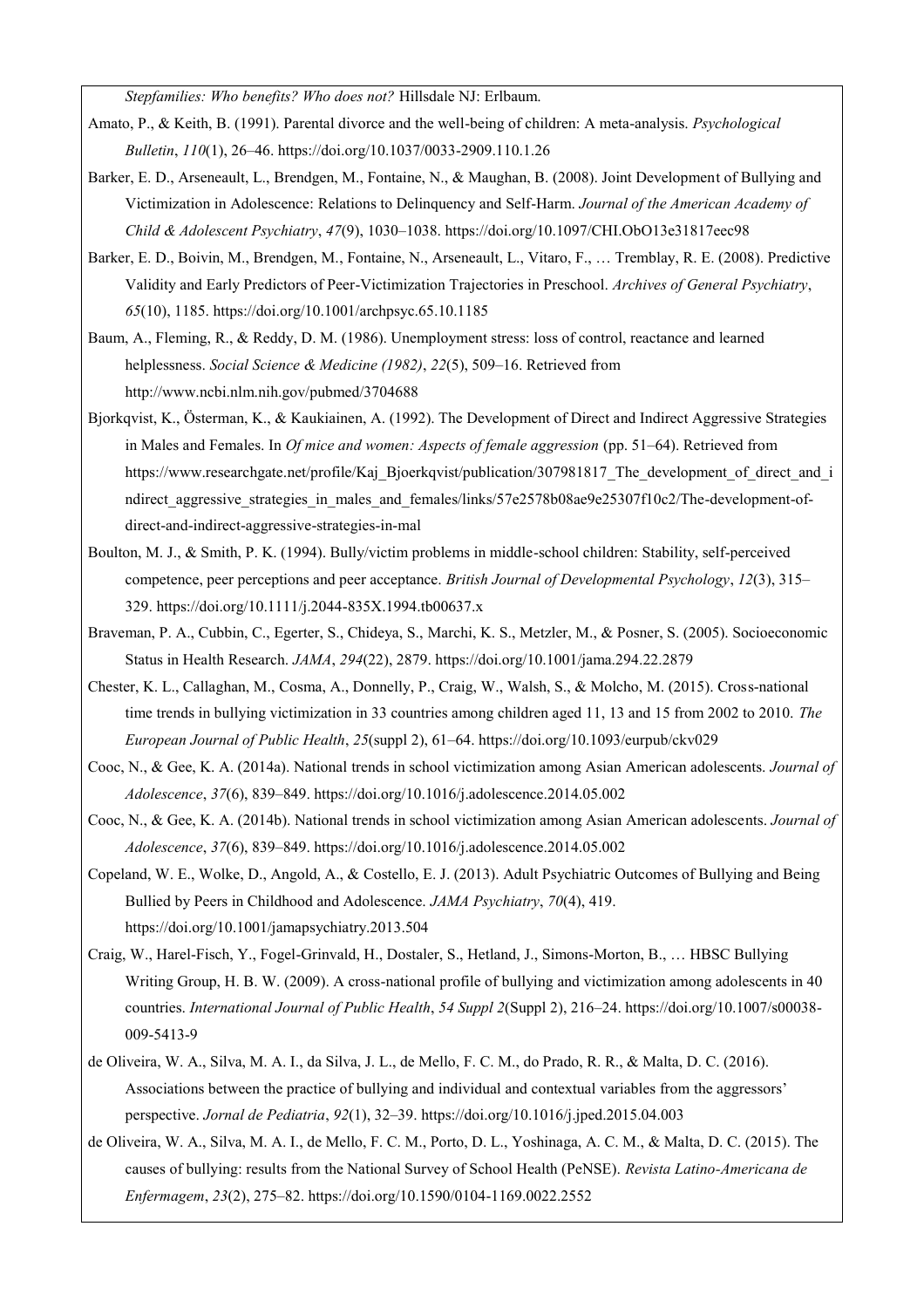*Stepfamilies: Who benefits? Who does not?* Hillsdale NJ: Erlbaum.

Amato, P., & Keith, B. (1991). Parental divorce and the well-being of children: A meta-analysis. *Psychological Bulletin*, *110*(1), 26–46. https://doi.org/10.1037/0033-2909.110.1.26

Barker, E. D., Arseneault, L., Brendgen, M., Fontaine, N., & Maughan, B. (2008). Joint Development of Bullying and Victimization in Adolescence: Relations to Delinquency and Self-Harm. *Journal of the American Academy of Child & Adolescent Psychiatry*, *47*(9), 1030–1038. https://doi.org/10.1097/CHI.ObO13e31817eec98

Barker, E. D., Boivin, M., Brendgen, M., Fontaine, N., Arseneault, L., Vitaro, F., … Tremblay, R. E. (2008). Predictive Validity and Early Predictors of Peer-Victimization Trajectories in Preschool. *Archives of General Psychiatry*, *65*(10), 1185. https://doi.org/10.1001/archpsyc.65.10.1185

Baum, A., Fleming, R., & Reddy, D. M. (1986). Unemployment stress: loss of control, reactance and learned helplessness. *Social Science & Medicine (1982)*, *22*(5), 509–16. Retrieved from http://www.ncbi.nlm.nih.gov/pubmed/3704688

Bjorkqvist, K., Österman, K., & Kaukiainen, A. (1992). The Development of Direct and Indirect Aggressive Strategies in Males and Females. In *Of mice and women: Aspects of female aggression* (pp. 51–64). Retrieved from https://www.researchgate.net/profile/Kaj_Bjoerkqvist/publication/307981817_The_development_of_direct_and_indirect_aggressive_strategies_in_males_and_females/links/57e2578b08ae9e25307f10c2/The-development-of-direct-and-indirect-aggressive-strategies-in-mal

Boulton, M. J., & Smith, P. K. (1994). Bully/victim problems in middle-school children: Stability, self-perceived competence, peer perceptions and peer acceptance. *British Journal of Developmental Psychology*, *12*(3), 315–329. https://doi.org/10.1111/j.2044-835X.1994.tb00637.x

Braveman, P. A., Cubbin, C., Egerter, S., Chideya, S., Marchi, K. S., Metzler, M., & Posner, S. (2005). Socioeconomic Status in Health Research. *JAMA*, *294*(22), 2879. https://doi.org/10.1001/jama.294.22.2879

Chester, K. L., Callaghan, M., Cosma, A., Donnelly, P., Craig, W., Walsh, S., & Molcho, M. (2015). Cross-national time trends in bullying victimization in 33 countries among children aged 11, 13 and 15 from 2002 to 2010. *The European Journal of Public Health*, *25*(suppl 2), 61–64. https://doi.org/10.1093/eurpub/ckv029

Cooc, N., & Gee, K. A. (2014a). National trends in school victimization among Asian American adolescents. *Journal of Adolescence*, *37*(6), 839–849. https://doi.org/10.1016/j.adolescence.2014.05.002

Cooc, N., & Gee, K. A. (2014b). National trends in school victimization among Asian American adolescents. *Journal of Adolescence*, *37*(6), 839–849. https://doi.org/10.1016/j.adolescence.2014.05.002

Copeland, W. E., Wolke, D., Angold, A., & Costello, E. J. (2013). Adult Psychiatric Outcomes of Bullying and Being Bullied by Peers in Childhood and Adolescence. *JAMA Psychiatry*, *70*(4), 419. https://doi.org/10.1001/jamapsychiatry.2013.504

Craig, W., Harel-Fisch, Y., Fogel-Grinvald, H., Dostaler, S., Hetland, J., Simons-Morton, B., … HBSC Bullying Writing Group, H. B. W. (2009). A cross-national profile of bullying and victimization among adolescents in 40 countries. *International Journal of Public Health*, *54 Suppl 2*(Suppl 2), 216–24. https://doi.org/10.1007/s00038-009-5413-9

de Oliveira, W. A., Silva, M. A. I., da Silva, J. L., de Mello, F. C. M., do Prado, R. R., & Malta, D. C. (2016). Associations between the practice of bullying and individual and contextual variables from the aggressors' perspective. *Jornal de Pediatria*, *92*(1), 32–39. https://doi.org/10.1016/j.jped.2015.04.003

de Oliveira, W. A., Silva, M. A. I., de Mello, F. C. M., Porto, D. L., Yoshinaga, A. C. M., & Malta, D. C. (2015). The causes of bullying: results from the National Survey of School Health (PeNSE). *Revista Latino-Americana de Enfermagem*, *23*(2), 275–82. https://doi.org/10.1590/0104-1169.0022.2552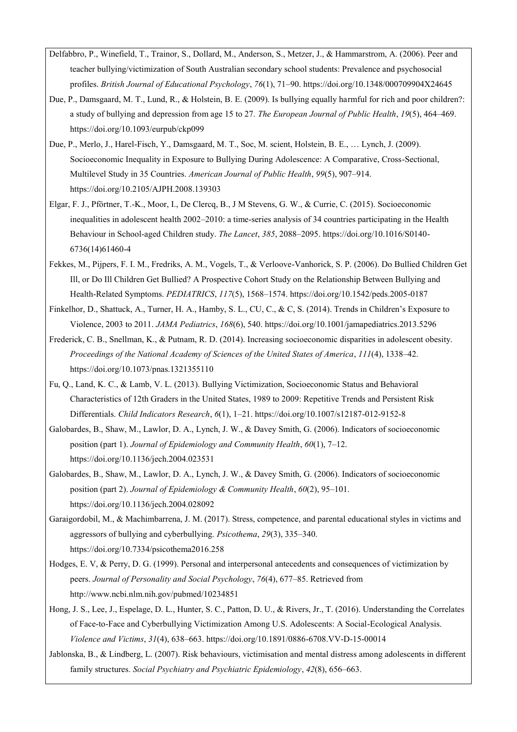Delfabbro, P., Winefield, T., Trainor, S., Dollard, M., Anderson, S., Metzer, J., & Hammarstrom, A. (2006). Peer and teacher bullying/victimization of South Australian secondary school students: Prevalence and psychosocial profiles. *British Journal of Educational Psychology*, *76*(1), 71–90. https://doi.org/10.1348/000709904X24645

Due, P., Damsgaard, M. T., Lund, R., & Holstein, B. E. (2009). Is bullying equally harmful for rich and poor children?: a study of bullying and depression from age 15 to 27. *The European Journal of Public Health*, *19*(5), 464–469. https://doi.org/10.1093/eurpub/ckp099

Due, P., Merlo, J., Harel-Fisch, Y., Damsgaard, M. T., Soc, M. scient, Holstein, B. E., … Lynch, J. (2009). Socioeconomic Inequality in Exposure to Bullying During Adolescence: A Comparative, Cross-Sectional, Multilevel Study in 35 Countries. *American Journal of Public Health*, *99*(5), 907–914. https://doi.org/10.2105/AJPH.2008.139303

Elgar, F. J., Pförtner, T.-K., Moor, I., De Clercq, B., J M Stevens, G. W., & Currie, C. (2015). Socioeconomic inequalities in adolescent health 2002–2010: a time-series analysis of 34 countries participating in the Health Behaviour in School-aged Children study. *The Lancet*, *385*, 2088–2095. https://doi.org/10.1016/S0140-6736(14)61460-4

Fekkes, M., Pijpers, F. I. M., Fredriks, A. M., Vogels, T., & Verloove-Vanhorick, S. P. (2006). Do Bullied Children Get Ill, or Do Ill Children Get Bullied? A Prospective Cohort Study on the Relationship Between Bullying and Health-Related Symptoms. *PEDIATRICS*, *117*(5), 1568–1574. https://doi.org/10.1542/peds.2005-0187

Finkelhor, D., Shattuck, A., Turner, H. A., Hamby, S. L., CU, C., & C, S. (2014). Trends in Children's Exposure to Violence, 2003 to 2011. *JAMA Pediatrics*, *168*(6), 540. https://doi.org/10.1001/jamapediatrics.2013.5296

Frederick, C. B., Snellman, K., & Putnam, R. D. (2014). Increasing socioeconomic disparities in adolescent obesity. *Proceedings of the National Academy of Sciences of the United States of America*, *111*(4), 1338–42. https://doi.org/10.1073/pnas.1321355110

Fu, Q., Land, K. C., & Lamb, V. L. (2013). Bullying Victimization, Socioeconomic Status and Behavioral Characteristics of 12th Graders in the United States, 1989 to 2009: Repetitive Trends and Persistent Risk Differentials. *Child Indicators Research*, *6*(1), 1–21. https://doi.org/10.1007/s12187-012-9152-8

Galobardes, B., Shaw, M., Lawlor, D. A., Lynch, J. W., & Davey Smith, G. (2006). Indicators of socioeconomic position (part 1). *Journal of Epidemiology and Community Health*, *60*(1), 7–12. https://doi.org/10.1136/jech.2004.023531

Galobardes, B., Shaw, M., Lawlor, D. A., Lynch, J. W., & Davey Smith, G. (2006). Indicators of socioeconomic position (part 2). *Journal of Epidemiology & Community Health*, *60*(2), 95–101. https://doi.org/10.1136/jech.2004.028092

Garaigordobil, M., & Machimbarrena, J. M. (2017). Stress, competence, and parental educational styles in victims and aggressors of bullying and cyberbullying. *Psicothema*, *29*(3), 335–340. https://doi.org/10.7334/psicothema2016.258

Hodges, E. V, & Perry, D. G. (1999). Personal and interpersonal antecedents and consequences of victimization by peers. *Journal of Personality and Social Psychology*, *76*(4), 677–85. Retrieved from http://www.ncbi.nlm.nih.gov/pubmed/10234851

Hong, J. S., Lee, J., Espelage, D. L., Hunter, S. C., Patton, D. U., & Rivers, Jr., T. (2016). Understanding the Correlates of Face-to-Face and Cyberbullying Victimization Among U.S. Adolescents: A Social-Ecological Analysis. *Violence and Victims*, *31*(4), 638–663. https://doi.org/10.1891/0886-6708.VV-D-15-00014

Jablonska, B., & Lindberg, L. (2007). Risk behaviours, victimisation and mental distress among adolescents in different family structures. *Social Psychiatry and Psychiatric Epidemiology*, *42*(8), 656–663.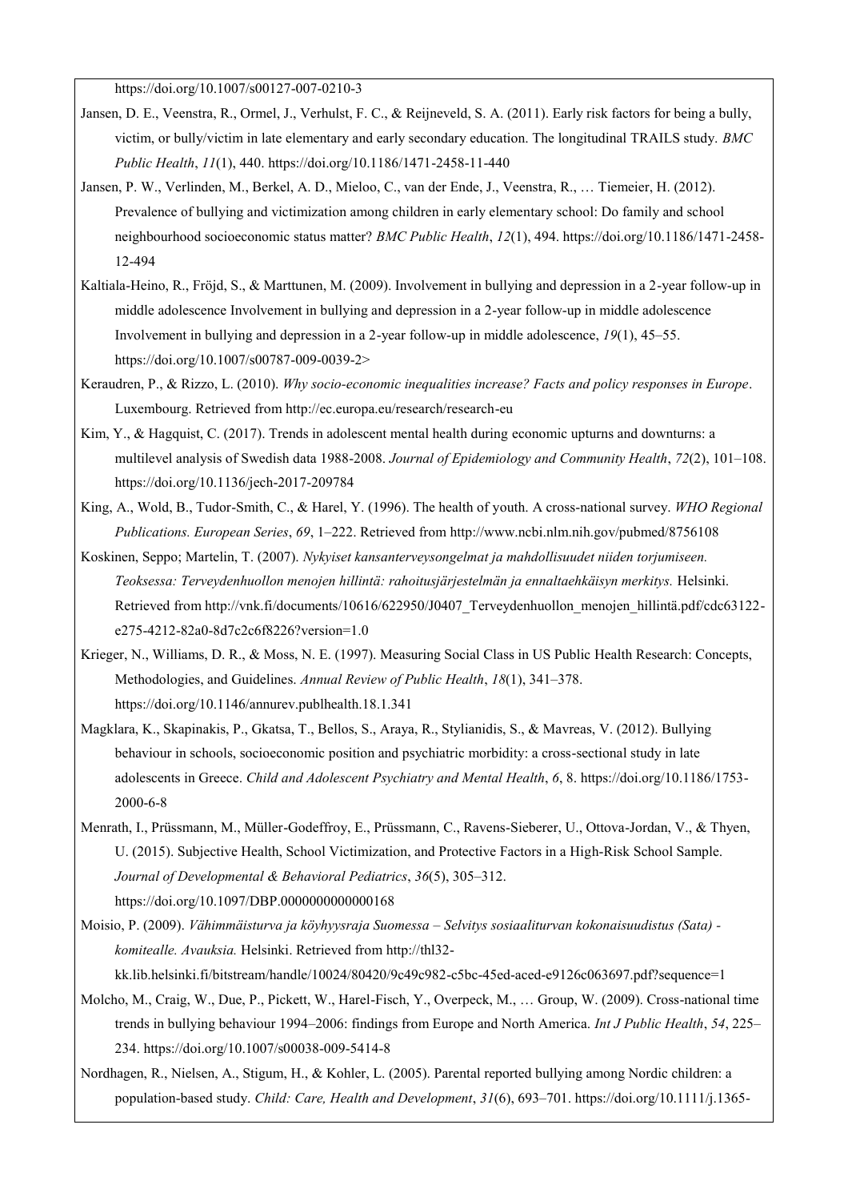https://doi.org/10.1007/s00127-007-0210-3

Jansen, D. E., Veenstra, R., Ormel, J., Verhulst, F. C., & Reijneveld, S. A. (2011). Early risk factors for being a bully, victim, or bully/victim in late elementary and early secondary education. The longitudinal TRAILS study. *BMC Public Health*, *11*(1), 440. https://doi.org/10.1186/1471-2458-11-440

Jansen, P. W., Verlinden, M., Berkel, A. D., Mieloo, C., van der Ende, J., Veenstra, R., … Tiemeier, H. (2012). Prevalence of bullying and victimization among children in early elementary school: Do family and school neighbourhood socioeconomic status matter? *BMC Public Health*, *12*(1), 494. https://doi.org/10.1186/1471-2458-12-494

Kaltiala-Heino, R., Fröjd, S., & Marttunen, M. (2009). Involvement in bullying and depression in a 2-year follow-up in middle adolescence Involvement in bullying and depression in a 2-year follow-up in middle adolescence Involvement in bullying and depression in a 2-year follow-up in middle adolescence, *19*(1), 45–55. https://doi.org/10.1007/s00787-009-0039-2>

Keraudren, P., & Rizzo, L. (2010). *Why socio-economic inequalities increase? Facts and policy responses in Europe*. Luxembourg. Retrieved from http://ec.europa.eu/research/research-eu

Kim, Y., & Hagquist, C. (2017). Trends in adolescent mental health during economic upturns and downturns: a multilevel analysis of Swedish data 1988-2008. *Journal of Epidemiology and Community Health*, *72*(2), 101–108. https://doi.org/10.1136/jech-2017-209784

King, A., Wold, B., Tudor-Smith, C., & Harel, Y. (1996). The health of youth. A cross-national survey. *WHO Regional Publications. European Series*, *69*, 1–222. Retrieved from http://www.ncbi.nlm.nih.gov/pubmed/8756108

Koskinen, Seppo; Martelin, T. (2007). *Nykyiset kansanterveysongelmat ja mahdollisuudet niiden torjumiseen. Teoksessa: Terveydenhuollon menojen hillintä: rahoitusjärjestelmän ja ennaltaehkäisyn merkitys.* Helsinki. Retrieved from http://vnk.fi/documents/10616/622950/J0407_Terveydenhuollon_menojen_hillintä.pdf/cdc63122-e275-4212-82a0-8d7c2c6f8226?version=1.0

Krieger, N., Williams, D. R., & Moss, N. E. (1997). Measuring Social Class in US Public Health Research: Concepts, Methodologies, and Guidelines. *Annual Review of Public Health*, *18*(1), 341–378. https://doi.org/10.1146/annurev.publhealth.18.1.341

Magklara, K., Skapinakis, P., Gkatsa, T., Bellos, S., Araya, R., Stylianidis, S., & Mavreas, V. (2012). Bullying behaviour in schools, socioeconomic position and psychiatric morbidity: a cross-sectional study in late adolescents in Greece. *Child and Adolescent Psychiatry and Mental Health*, *6*, 8. https://doi.org/10.1186/1753-2000-6-8

Menrath, I., Prüssmann, M., Müller-Godeffroy, E., Prüssmann, C., Ravens-Sieberer, U., Ottova-Jordan, V., & Thyen, U. (2015). Subjective Health, School Victimization, and Protective Factors in a High-Risk School Sample. *Journal of Developmental & Behavioral Pediatrics*, *36*(5), 305–312. https://doi.org/10.1097/DBP.0000000000000168

Moisio, P. (2009). *Vähimmäisturva ja köyhyysraja Suomessa – Selvitys sosiaaliturvan kokonaisuudistus (Sata) -komitealle. Avauksia.* Helsinki. Retrieved from http://thl32-kk.lib.helsinki.fi/bitstream/handle/10024/80420/9c49c982-c5bc-45ed-aced-e9126c063697.pdf?sequence=1

Molcho, M., Craig, W., Due, P., Pickett, W., Harel-Fisch, Y., Overpeck, M., … Group, W. (2009). Cross-national time trends in bullying behaviour 1994–2006: findings from Europe and North America. *Int J Public Health*, *54*, 225–234. https://doi.org/10.1007/s00038-009-5414-8

Nordhagen, R., Nielsen, A., Stigum, H., & Kohler, L. (2005). Parental reported bullying among Nordic children: a population-based study. *Child: Care, Health and Development*, *31*(6), 693–701. https://doi.org/10.1111/j.1365-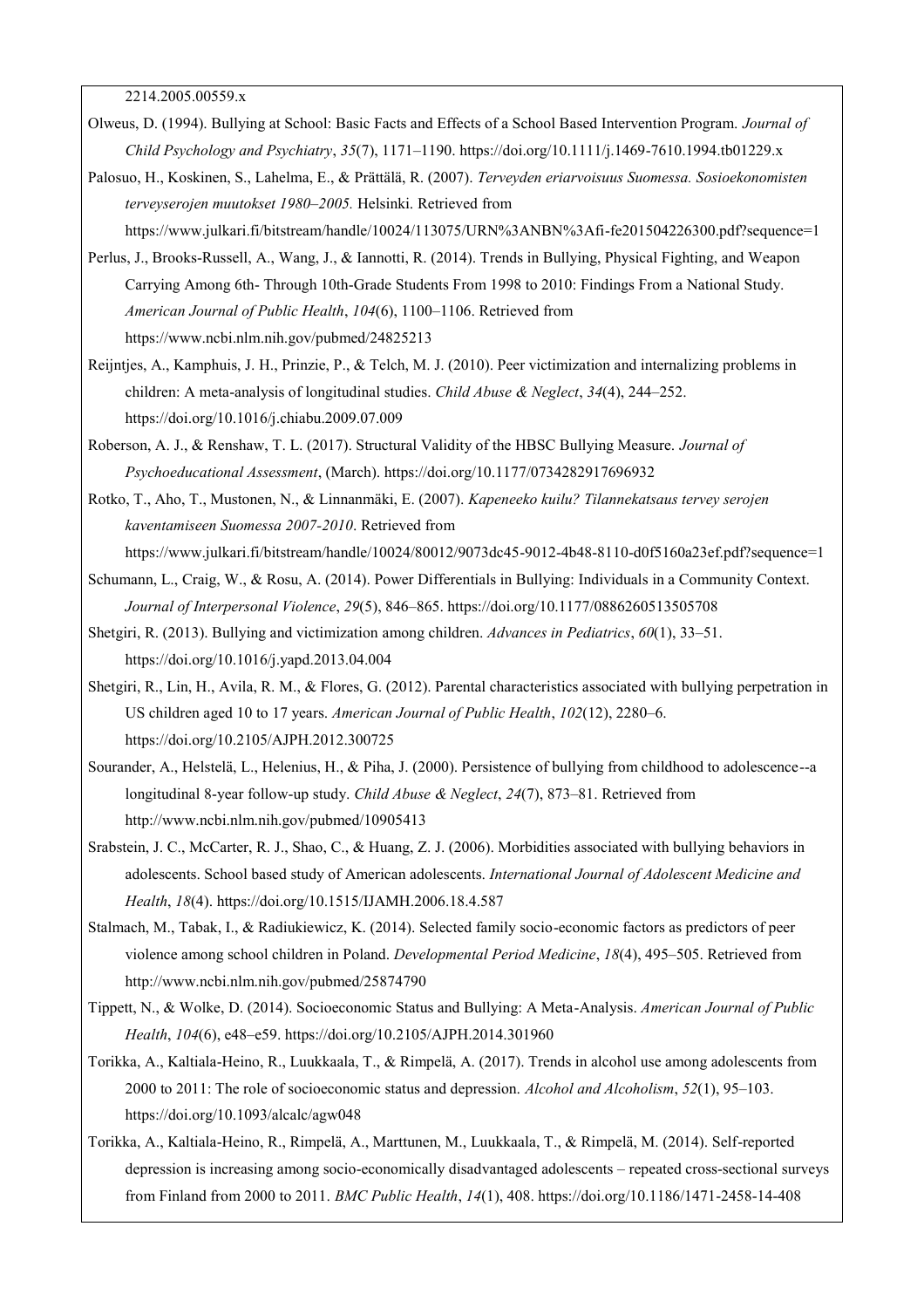2214.2005.00559.x

Olweus, D. (1994). Bullying at School: Basic Facts and Effects of a School Based Intervention Program. *Journal of Child Psychology and Psychiatry*, *35*(7), 1171–1190. https://doi.org/10.1111/j.1469-7610.1994.tb01229.x

Palosuo, H., Koskinen, S., Lahelma, E., & Prättälä, R. (2007). *Terveyden eriarvoisuus Suomessa. Sosioekonomisten terveyserojen muutokset 1980–2005.* Helsinki. Retrieved from https://www.julkari.fi/bitstream/handle/10024/113075/URN%3ANBN%3Afi-fe201504226300.pdf?sequence=1

Perlus, J., Brooks-Russell, A., Wang, J., & Iannotti, R. (2014). Trends in Bullying, Physical Fighting, and Weapon Carrying Among 6th- Through 10th-Grade Students From 1998 to 2010: Findings From a National Study. *American Journal of Public Health*, *104*(6), 1100–1106. Retrieved from https://www.ncbi.nlm.nih.gov/pubmed/24825213

Reijntjes, A., Kamphuis, J. H., Prinzie, P., & Telch, M. J. (2010). Peer victimization and internalizing problems in children: A meta-analysis of longitudinal studies. *Child Abuse & Neglect*, *34*(4), 244–252. https://doi.org/10.1016/j.chiabu.2009.07.009

Roberson, A. J., & Renshaw, T. L. (2017). Structural Validity of the HBSC Bullying Measure. *Journal of Psychoeducational Assessment*, (March). https://doi.org/10.1177/0734282917696932

Rotko, T., Aho, T., Mustonen, N., & Linnanmäki, E. (2007). *Kapeneeko kuilu? Tilannekatsaus tervey serojen kaventamiseen Suomessa 2007-2010*. Retrieved from https://www.julkari.fi/bitstream/handle/10024/80012/9073dc45-9012-4b48-8110-d0f5160a23ef.pdf?sequence=1

Schumann, L., Craig, W., & Rosu, A. (2014). Power Differentials in Bullying: Individuals in a Community Context. *Journal of Interpersonal Violence*, *29*(5), 846–865. https://doi.org/10.1177/0886260513505708

Shetgiri, R. (2013). Bullying and victimization among children. *Advances in Pediatrics*, *60*(1), 33–51. https://doi.org/10.1016/j.yapd.2013.04.004

Shetgiri, R., Lin, H., Avila, R. M., & Flores, G. (2012). Parental characteristics associated with bullying perpetration in US children aged 10 to 17 years. *American Journal of Public Health*, *102*(12), 2280–6. https://doi.org/10.2105/AJPH.2012.300725

Sourander, A., Helstelä, L., Helenius, H., & Piha, J. (2000). Persistence of bullying from childhood to adolescence--a longitudinal 8-year follow-up study. *Child Abuse & Neglect*, *24*(7), 873–81. Retrieved from http://www.ncbi.nlm.nih.gov/pubmed/10905413

Srabstein, J. C., McCarter, R. J., Shao, C., & Huang, Z. J. (2006). Morbidities associated with bullying behaviors in adolescents. School based study of American adolescents. *International Journal of Adolescent Medicine and Health*, *18*(4). https://doi.org/10.1515/IJAMH.2006.18.4.587

Stalmach, M., Tabak, I., & Radiukiewicz, K. (2014). Selected family socio-economic factors as predictors of peer violence among school children in Poland. *Developmental Period Medicine*, *18*(4), 495–505. Retrieved from http://www.ncbi.nlm.nih.gov/pubmed/25874790

Tippett, N., & Wolke, D. (2014). Socioeconomic Status and Bullying: A Meta-Analysis. *American Journal of Public Health*, *104*(6), e48–e59. https://doi.org/10.2105/AJPH.2014.301960

Torikka, A., Kaltiala-Heino, R., Luukkaala, T., & Rimpelä, A. (2017). Trends in alcohol use among adolescents from 2000 to 2011: The role of socioeconomic status and depression. *Alcohol and Alcoholism*, *52*(1), 95–103. https://doi.org/10.1093/alcalc/agw048

Torikka, A., Kaltiala-Heino, R., Rimpelä, A., Marttunen, M., Luukkaala, T., & Rimpelä, M. (2014). Self-reported depression is increasing among socio-economically disadvantaged adolescents – repeated cross-sectional surveys from Finland from 2000 to 2011. *BMC Public Health*, *14*(1), 408. https://doi.org/10.1186/1471-2458-14-408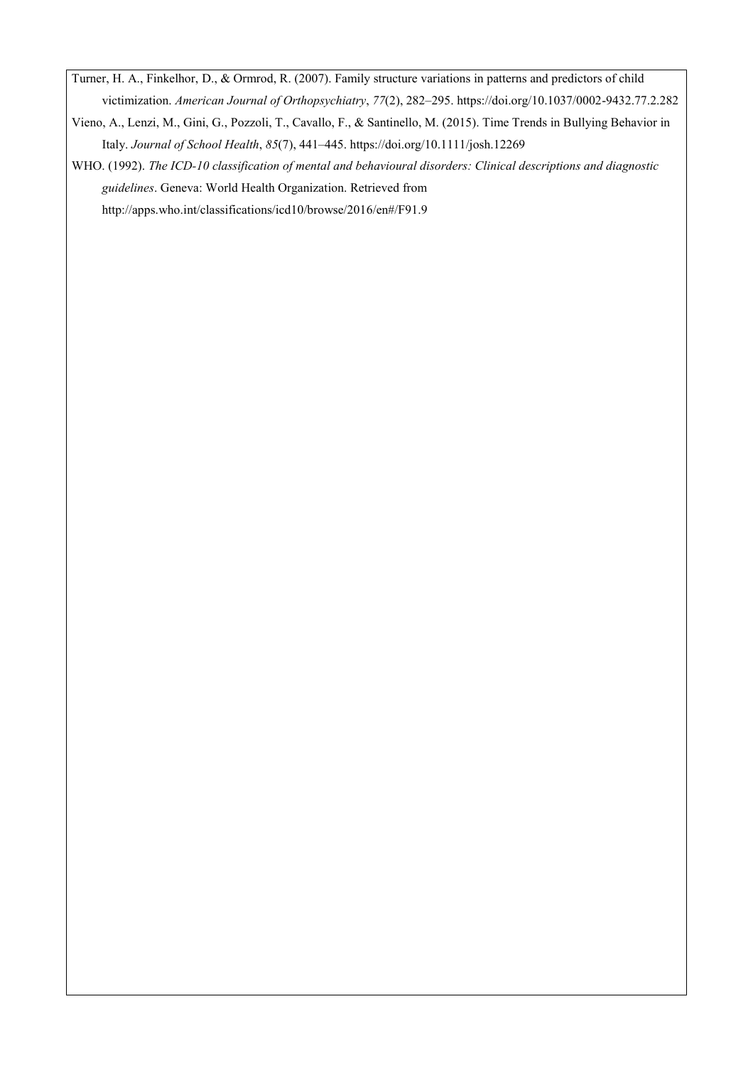Turner, H. A., Finkelhor, D., & Ormrod, R. (2007). Family structure variations in patterns and predictors of child victimization. *American Journal of Orthopsychiatry*, *77*(2), 282–295. https://doi.org/10.1037/0002-9432.77.2.282

Vieno, A., Lenzi, M., Gini, G., Pozzoli, T., Cavallo, F., & Santinello, M. (2015). Time Trends in Bullying Behavior in Italy. *Journal of School Health*, *85*(7), 441–445. https://doi.org/10.1111/josh.12269

WHO. (1992). *The ICD-10 classification of mental and behavioural disorders: Clinical descriptions and diagnostic guidelines*. Geneva: World Health Organization. Retrieved from http://apps.who.int/classifications/icd10/browse/2016/en#/F91.9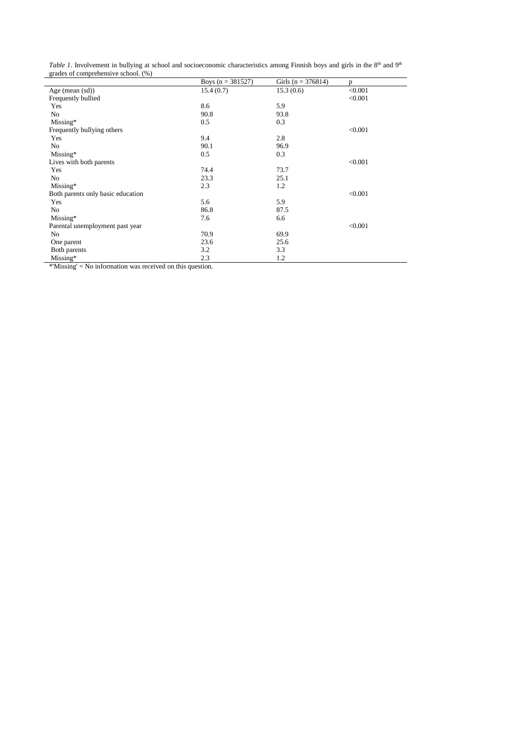*Table 1*. Involvement in bullying at school and socioeconomic characteristics among Finnish boys and girls in the 8th and 9th grades of comprehensive school. (%)

| | Boys (n = 381527) | Girls (n = 376814) | p |
|---|---|---|---|
| Age (mean (sd)) | 15.4 (0.7) | 15.3 (0.6) | <0.001 |
| Frequently bullied | | | <0.001 |
| Yes | 8.6 | 5.9 | |
| No | 90.8 | 93.8 | |
| Missing* | 0.5 | 0.3 | |
| Frequently bullying others | | | <0.001 |
| Yes | 9.4 | 2.8 | |
| No | 90.1 | 96.9 | |
| Missing* | 0.5 | 0.3 | |
| Lives with both parents | | | <0.001 |
| Yes | 74.4 | 73.7 | |
| No | 23.3 | 25.1 | |
| Missing* | 2.3 | 1.2 | |
| Both parents only basic education | | | <0.001 |
| Yes | 5.6 | 5.9 | |
| No | 86.8 | 87.5 | |
| Missing* | 7.6 | 6.6 | |
| Parental unemployment past year | | | <0.001 |
| No | 70.9 | 69.9 | |
| One parent | 23.6 | 25.6 | |
| Both parents | 3.2 | 3.3 | |
| Missing* | 2.3 | 1.2 | |

*'Missing' = No information was received on this question.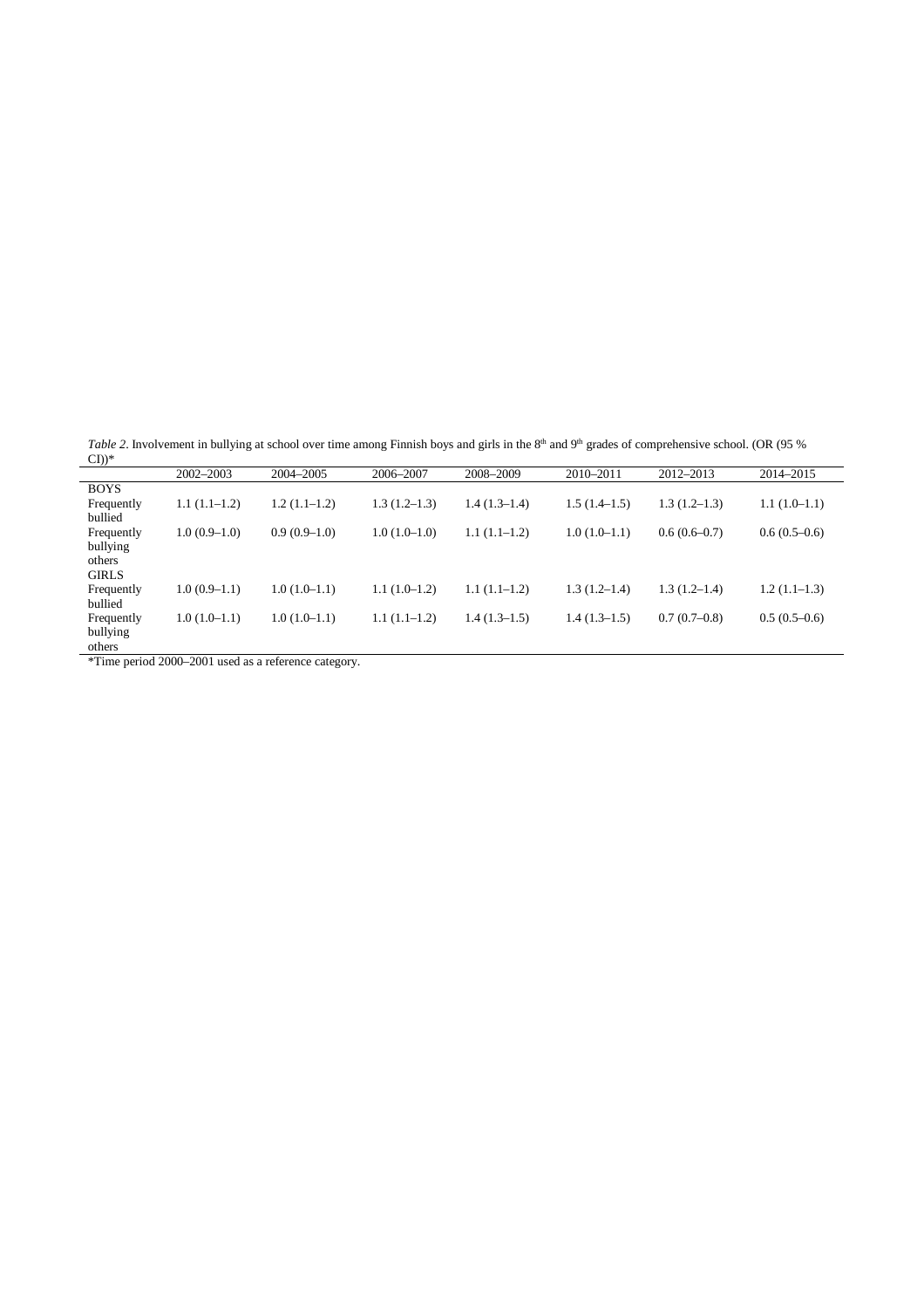*Table 2*. Involvement in bullying at school over time among Finnish boys and girls in the 8th and 9th grades of comprehensive school. (OR (95 % CI))*

| | 2002–2003 | 2004–2005 | 2006–2007 | 2008–2009 | 2010–2011 | 2012–2013 | 2014–2015 |
|---|---|---|---|---|---|---|---|
| BOYS | | | | | | | |
| Frequently bullied | 1.1 (1.1–1.2) | 1.2 (1.1–1.2) | 1.3 (1.2–1.3) | 1.4 (1.3–1.4) | 1.5 (1.4–1.5) | 1.3 (1.2–1.3) | 1.1 (1.0–1.1) |
| Frequently bullying others | 1.0 (0.9–1.0) | 0.9 (0.9–1.0) | 1.0 (1.0–1.0) | 1.1 (1.1–1.2) | 1.0 (1.0–1.1) | 0.6 (0.6–0.7) | 0.6 (0.5–0.6) |
| GIRLS | | | | | | | |
| Frequently bullied | 1.0 (0.9–1.1) | 1.0 (1.0–1.1) | 1.1 (1.0–1.2) | 1.1 (1.1–1.2) | 1.3 (1.2–1.4) | 1.3 (1.2–1.4) | 1.2 (1.1–1.3) |
| Frequently bullying others | 1.0 (1.0–1.1) | 1.0 (1.0–1.1) | 1.1 (1.1–1.2) | 1.4 (1.3–1.5) | 1.4 (1.3–1.5) | 0.7 (0.7–0.8) | 0.5 (0.5–0.6) |

*Time period 2000–2001 used as a reference category.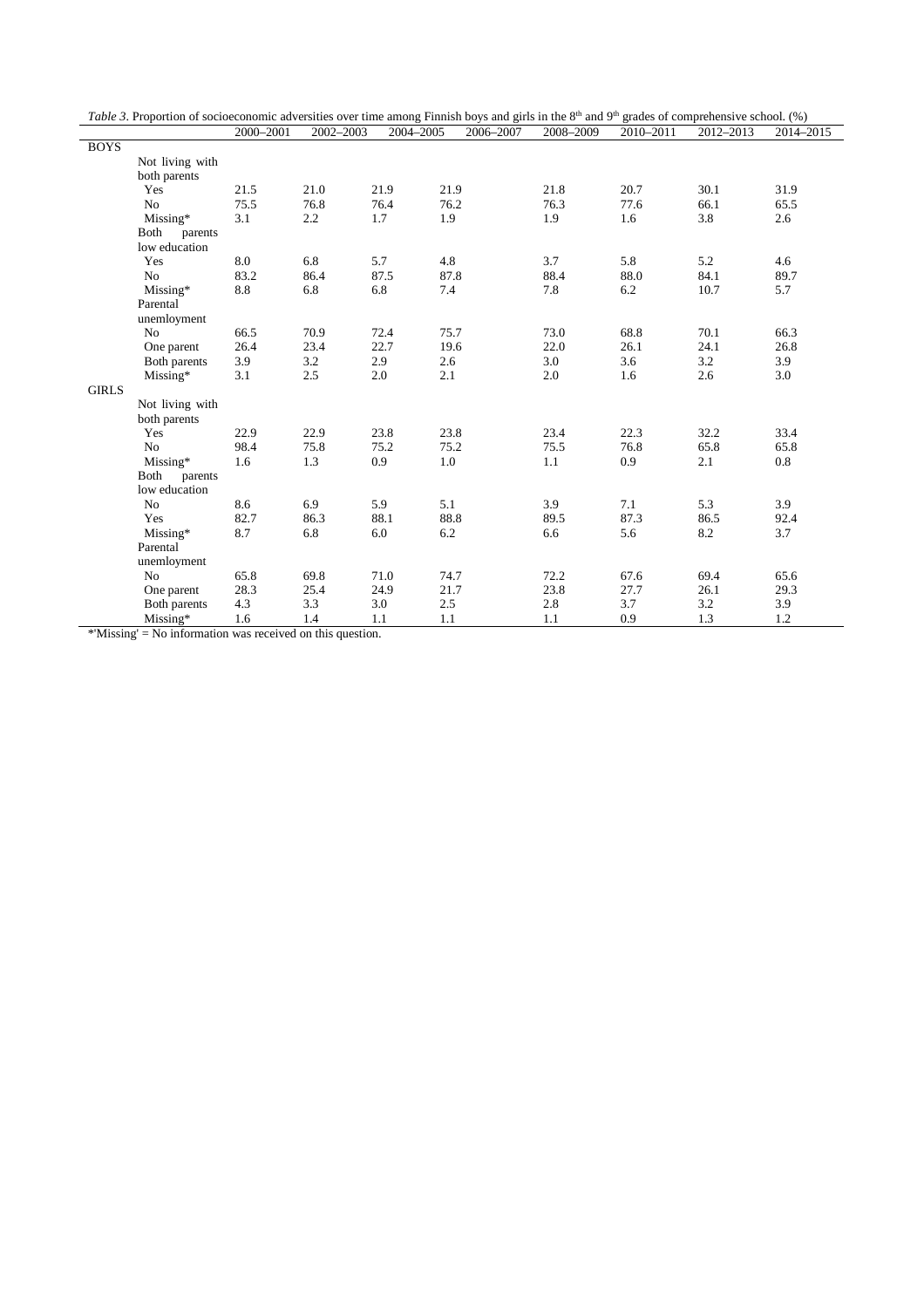*Table 3*. Proportion of socioeconomic adversities over time among Finnish boys and girls in the 8th and 9th grades of comprehensive school. (%)

| | | 2000–2001 | 2002–2003 | 2004–2005 | 2006–2007 | 2008–2009 | 2010–2011 | 2012–2013 | 2014–2015 |
|---|---|---|---|---|---|---|---|---|---|
| BOYS | | | | | | | | | |
| | Not living with both parents | | | | | | | | |
| | Yes | 21.5 | 21.0 | 21.9 | 21.9 | 21.8 | 20.7 | 30.1 | 31.9 |
| | No | 75.5 | 76.8 | 76.4 | 76.2 | 76.3 | 77.6 | 66.1 | 65.5 |
| | Missing* | 3.1 | 2.2 | 1.7 | 1.9 | 1.9 | 1.6 | 3.8 | 2.6 |
| | Both parents low education | | | | | | | | |
| | Yes | 8.0 | 6.8 | 5.7 | 4.8 | 3.7 | 5.8 | 5.2 | 4.6 |
| | No | 83.2 | 86.4 | 87.5 | 87.8 | 88.4 | 88.0 | 84.1 | 89.7 |
| | Missing* | 8.8 | 6.8 | 6.8 | 7.4 | 7.8 | 6.2 | 10.7 | 5.7 |
| | Parental unemloyment | | | | | | | | |
| | No | 66.5 | 70.9 | 72.4 | 75.7 | 73.0 | 68.8 | 70.1 | 66.3 |
| | One parent | 26.4 | 23.4 | 22.7 | 19.6 | 22.0 | 26.1 | 24.1 | 26.8 |
| | Both parents | 3.9 | 3.2 | 2.9 | 2.6 | 3.0 | 3.6 | 3.2 | 3.9 |
| | Missing* | 3.1 | 2.5 | 2.0 | 2.1 | 2.0 | 1.6 | 2.6 | 3.0 |
| GIRLS | | | | | | | | | |
| | Not living with both parents | | | | | | | | |
| | Yes | 22.9 | 22.9 | 23.8 | 23.8 | 23.4 | 22.3 | 32.2 | 33.4 |
| | No | 98.4 | 75.8 | 75.2 | 75.2 | 75.5 | 76.8 | 65.8 | 65.8 |
| | Missing* | 1.6 | 1.3 | 0.9 | 1.0 | 1.1 | 0.9 | 2.1 | 0.8 |
| | Both parents low education | | | | | | | | |
| | No | 8.6 | 6.9 | 5.9 | 5.1 | 3.9 | 7.1 | 5.3 | 3.9 |
| | Yes | 82.7 | 86.3 | 88.1 | 88.8 | 89.5 | 87.3 | 86.5 | 92.4 |
| | Missing* | 8.7 | 6.8 | 6.0 | 6.2 | 6.6 | 5.6 | 8.2 | 3.7 |
| | Parental unemloyment | | | | | | | | |
| | No | 65.8 | 69.8 | 71.0 | 74.7 | 72.2 | 67.6 | 69.4 | 65.6 |
| | One parent | 28.3 | 25.4 | 24.9 | 21.7 | 23.8 | 27.7 | 26.1 | 29.3 |
| | Both parents | 4.3 | 3.3 | 3.0 | 2.5 | 2.8 | 3.7 | 3.2 | 3.9 |
| | Missing* | 1.6 | 1.4 | 1.1 | 1.1 | 1.1 | 0.9 | 1.3 | 1.2 |

*'Missing' = No information was received on this question.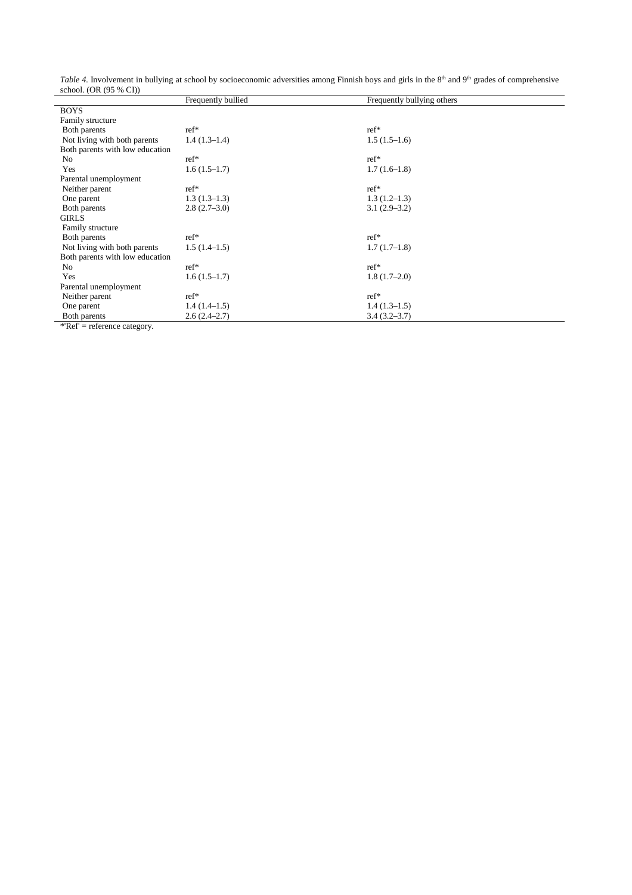*Table 4.* Involvement in bullying at school by socioeconomic adversities among Finnish boys and girls in the 8th and 9th grades of comprehensive school. (OR (95 % CI))

| | Frequently bullied | Frequently bullying others |
|---|---|---|
| BOYS | | |
| Family structure | | |
| Both parents | ref* | ref* |
| Not living with both parents | 1.4 (1.3–1.4) | 1.5 (1.5–1.6) |
| Both parents with low education | | |
| No | ref* | ref* |
| Yes | 1.6 (1.5–1.7) | 1.7 (1.6–1.8) |
| Parental unemployment | | |
| Neither parent | ref* | ref* |
| One parent | 1.3 (1.3–1.3) | 1.3 (1.2–1.3) |
| Both parents | 2.8 (2.7–3.0) | 3.1 (2.9–3.2) |
| GIRLS | | |
| Family structure | | |
| Both parents | ref* | ref* |
| Not living with both parents | 1.5 (1.4–1.5) | 1.7 (1.7–1.8) |
| Both parents with low education | | |
| No | ref* | ref* |
| Yes | 1.6 (1.5–1.7) | 1.8 (1.7–2.0) |
| Parental unemployment | | |
| Neither parent | ref* | ref* |
| One parent | 1.4 (1.4–1.5) | 1.4 (1.3–1.5) |
| Both parents | 2.6 (2.4–2.7) | 3.4 (3.2–3.7) |

*'Ref' = reference category.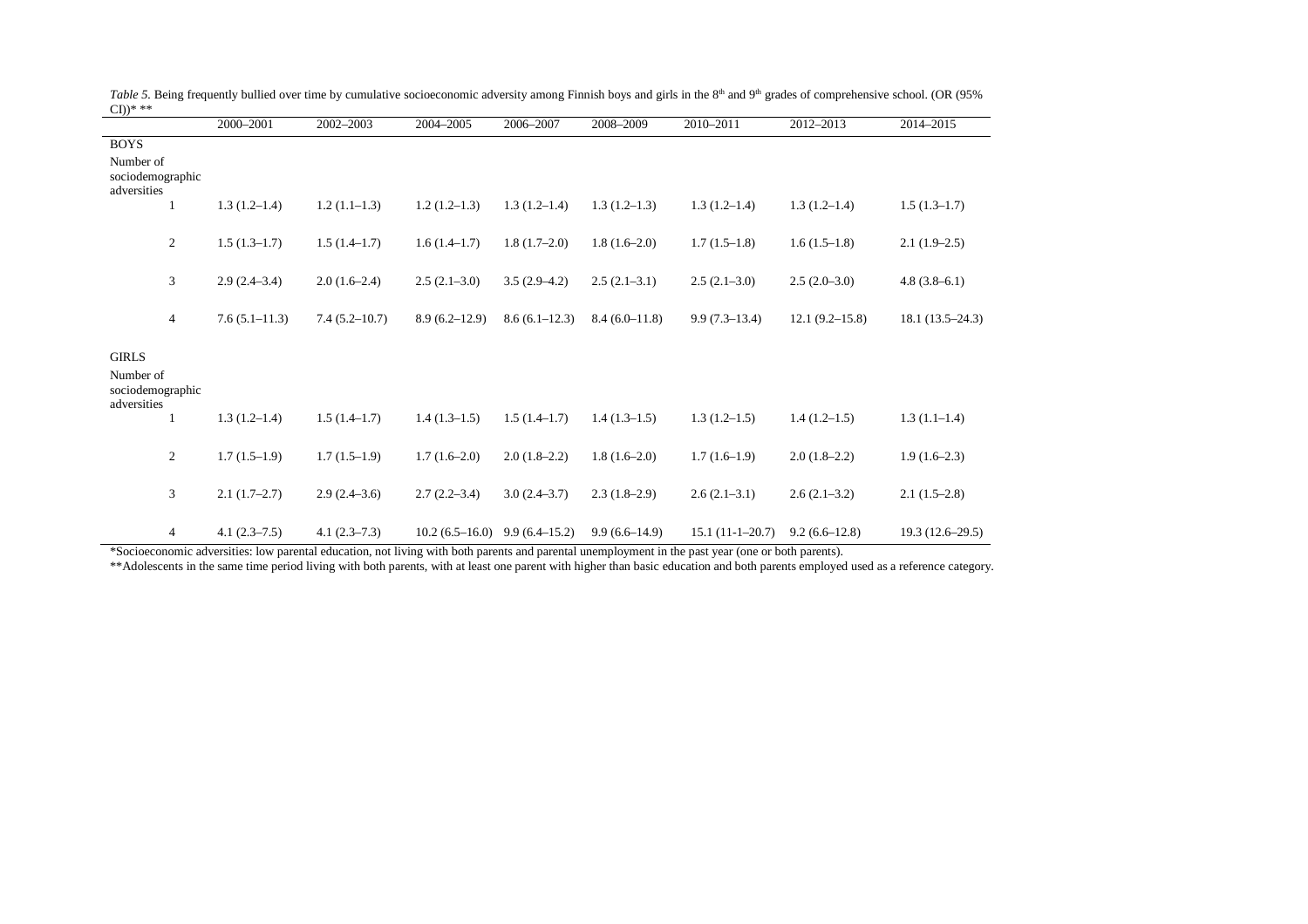*Table 5.* Being frequently bullied over time by cumulative socioeconomic adversity among Finnish boys and girls in the 8th and 9th grades of comprehensive school. (OR (95% CI))* **

| | 2000–2001 | 2002–2003 | 2004–2005 | 2006–2007 | 2008–2009 | 2010–2011 | 2012–2013 | 2014–2015 |
|---|---|---|---|---|---|---|---|---|
| BOYS | | | | | | | | |
| Number of sociodemographic adversities | | | | | | | | |
| 1 | 1.3 (1.2–1.4) | 1.2 (1.1–1.3) | 1.2 (1.2–1.3) | 1.3 (1.2–1.4) | 1.3 (1.2–1.3) | 1.3 (1.2–1.4) | 1.3 (1.2–1.4) | 1.5 (1.3–1.7) |
| 2 | 1.5 (1.3–1.7) | 1.5 (1.4–1.7) | 1.6 (1.4–1.7) | 1.8 (1.7–2.0) | 1.8 (1.6–2.0) | 1.7 (1.5–1.8) | 1.6 (1.5–1.8) | 2.1 (1.9–2.5) |
| 3 | 2.9 (2.4–3.4) | 2.0 (1.6–2.4) | 2.5 (2.1–3.0) | 3.5 (2.9–4.2) | 2.5 (2.1–3.1) | 2.5 (2.1–3.0) | 2.5 (2.0–3.0) | 4.8 (3.8–6.1) |
| 4 | 7.6 (5.1–11.3) | 7.4 (5.2–10.7) | 8.9 (6.2–12.9) | 8.6 (6.1–12.3) | 8.4 (6.0–11.8) | 9.9 (7.3–13.4) | 12.1 (9.2–15.8) | 18.1 (13.5–24.3) |
| GIRLS | | | | | | | | |
| Number of sociodemographic adversities | | | | | | | | |
| 1 | 1.3 (1.2–1.4) | 1.5 (1.4–1.7) | 1.4 (1.3–1.5) | 1.5 (1.4–1.7) | 1.4 (1.3–1.5) | 1.3 (1.2–1.5) | 1.4 (1.2–1.5) | 1.3 (1.1–1.4) |
| 2 | 1.7 (1.5–1.9) | 1.7 (1.5–1.9) | 1.7 (1.6–2.0) | 2.0 (1.8–2.2) | 1.8 (1.6–2.0) | 1.7 (1.6–1.9) | 2.0 (1.8–2.2) | 1.9 (1.6–2.3) |
| 3 | 2.1 (1.7–2.7) | 2.9 (2.4–3.6) | 2.7 (2.2–3.4) | 3.0 (2.4–3.7) | 2.3 (1.8–2.9) | 2.6 (2.1–3.1) | 2.6 (2.1–3.2) | 2.1 (1.5–2.8) |
| 4 | 4.1 (2.3–7.5) | 4.1 (2.3–7.3) | 10.2 (6.5–16.0) | 9.9 (6.4–15.2) | 9.9 (6.6–14.9) | 15.1 (11-1–20.7) | 9.2 (6.6–12.8) | 19.3 (12.6–29.5) |

*Socioeconomic adversities: low parental education, not living with both parents and parental unemployment in the past year (one or both parents).

**Adolescents in the same time period living with both parents, with at least one parent with higher than basic education and both parents employed used as a reference category.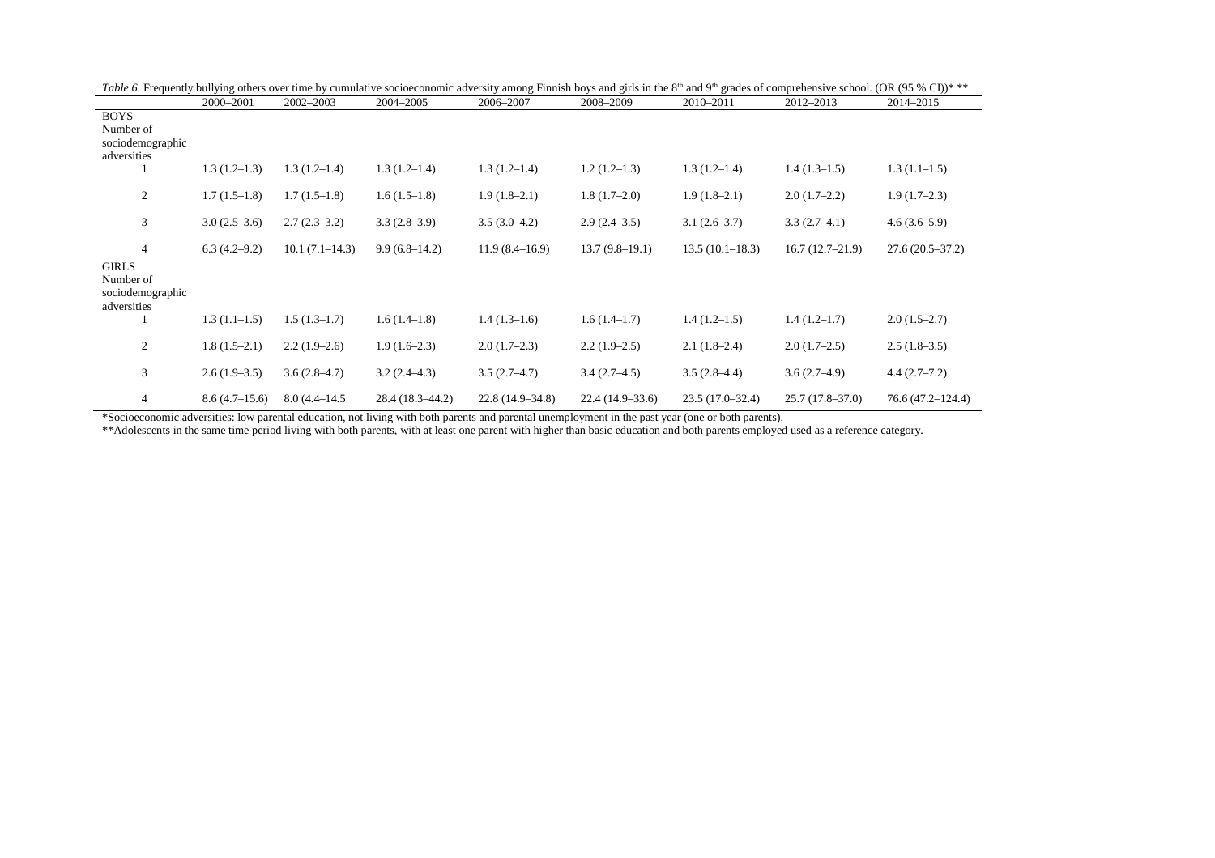*Table 6.* Frequently bullying others over time by cumulative socioeconomic adversity among Finnish boys and girls in the 8[th] and 9[th] grades of comprehensive school. (OR (95 % CI))* **

| | 2000–2001 | 2002–2003 | 2004–2005 | 2006–2007 | 2008–2009 | 2010–2011 | 2012–2013 | 2014–2015 |
|---|---|---|---|---|---|---|---|---|
| BOYS | | | | | | | | |
| Number of sociodemographic adversities | | | | | | | | |
| 1 | 1.3 (1.2–1.3) | 1.3 (1.2–1.4) | 1.3 (1.2–1.4) | 1.3 (1.2–1.4) | 1.2 (1.2–1.3) | 1.3 (1.2–1.4) | 1.4 (1.3–1.5) | 1.3 (1.1–1.5) |
| 2 | 1.7 (1.5–1.8) | 1.7 (1.5–1.8) | 1.6 (1.5–1.8) | 1.9 (1.8–2.1) | 1.8 (1.7–2.0) | 1.9 (1.8–2.1) | 2.0 (1.7–2.2) | 1.9 (1.7–2.3) |
| 3 | 3.0 (2.5–3.6) | 2.7 (2.3–3.2) | 3.3 (2.8–3.9) | 3.5 (3.0–4.2) | 2.9 (2.4–3.5) | 3.1 (2.6–3.7) | 3.3 (2.7–4.1) | 4.6 (3.6–5.9) |
| 4 | 6.3 (4.2–9.2) | 10.1 (7.1–14.3) | 9.9 (6.8–14.2) | 11.9 (8.4–16.9) | 13.7 (9.8–19.1) | 13.5 (10.1–18.3) | 16.7 (12.7–21.9) | 27.6 (20.5–37.2) |
| GIRLS | | | | | | | | |
| Number of sociodemographic adversities | | | | | | | | |
| 1 | 1.3 (1.1–1.5) | 1.5 (1.3–1.7) | 1.6 (1.4–1.8) | 1.4 (1.3–1.6) | 1.6 (1.4–1.7) | 1.4 (1.2–1.5) | 1.4 (1.2–1.7) | 2.0 (1.5–2.7) |
| 2 | 1.8 (1.5–2.1) | 2.2 (1.9–2.6) | 1.9 (1.6–2.3) | 2.0 (1.7–2.3) | 2.2 (1.9–2.5) | 2.1 (1.8–2.4) | 2.0 (1.7–2.5) | 2.5 (1.8–3.5) |
| 3 | 2.6 (1.9–3.5) | 3.6 (2.8–4.7) | 3.2 (2.4–4.3) | 3.5 (2.7–4.7) | 3.4 (2.7–4.5) | 3.5 (2.8–4.4) | 3.6 (2.7–4.9) | 4.4 (2.7–7.2) |
| 4 | 8.6 (4.7–15.6) | 8.0 (4.4–14.5 | 28.4 (18.3–44.2) | 22.8 (14.9–34.8) | 22.4 (14.9–33.6) | 23.5 (17.0–32.4) | 25.7 (17.8–37.0) | 76.6 (47.2–124.4) |

*Socioeconomic adversities: low parental education, not living with both parents and parental unemployment in the past year (one or both parents).

**Adolescents in the same time period living with both parents, with at least one parent with higher than basic education and both parents employed used as a reference category.